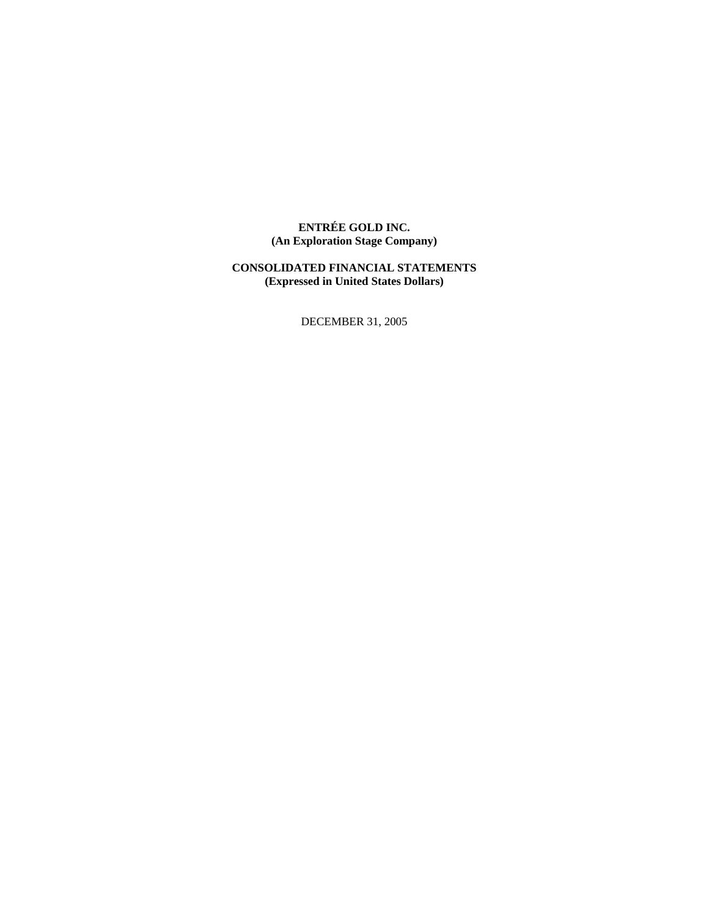**ENTRÉE GOLD INC.**
**(An Exploration Stage Company)**

**CONSOLIDATED FINANCIAL STATEMENTS**
**(Expressed in United States Dollars)**

DECEMBER 31, 2005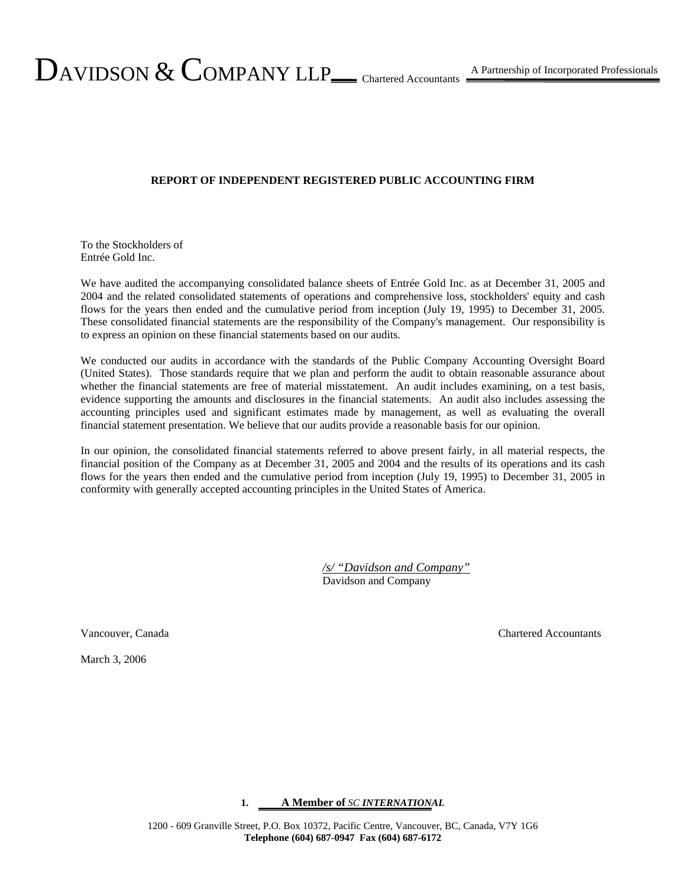DAVIDSON & COMPANY LLP Chartered Accountants A Partnership of Incorporated Professionals

**REPORT OF INDEPENDENT REGISTERED PUBLIC ACCOUNTING FIRM**

To the Stockholders of
Entrée Gold Inc.

We have audited the accompanying consolidated balance sheets of Entrée Gold Inc. as at December 31, 2005 and 2004 and the related consolidated statements of operations and comprehensive loss, stockholders' equity and cash flows for the years then ended and the cumulative period from inception (July 19, 1995) to December 31, 2005. These consolidated financial statements are the responsibility of the Company's management. Our responsibility is to express an opinion on these financial statements based on our audits.

We conducted our audits in accordance with the standards of the Public Company Accounting Oversight Board (United States). Those standards require that we plan and perform the audit to obtain reasonable assurance about whether the financial statements are free of material misstatement. An audit includes examining, on a test basis, evidence supporting the amounts and disclosures in the financial statements. An audit also includes assessing the accounting principles used and significant estimates made by management, as well as evaluating the overall financial statement presentation. We believe that our audits provide a reasonable basis for our opinion.

In our opinion, the consolidated financial statements referred to above present fairly, in all material respects, the financial position of the Company as at December 31, 2005 and 2004 and the results of its operations and its cash flows for the years then ended and the cumulative period from inception (July 19, 1995) to December 31, 2005 in conformity with generally accepted accounting principles in the United States of America.

*/s/ "Davidson and Company"*
Davidson and Company

Vancouver, Canada

Chartered Accountants

March 3, 2006

1. **A Member of *SC INTERNATIONAL***

1200 - 609 Granville Street, P.O. Box 10372, Pacific Centre, Vancouver, BC, Canada, V7Y 1G6
**Telephone (604) 687-0947 Fax (604) 687-6172**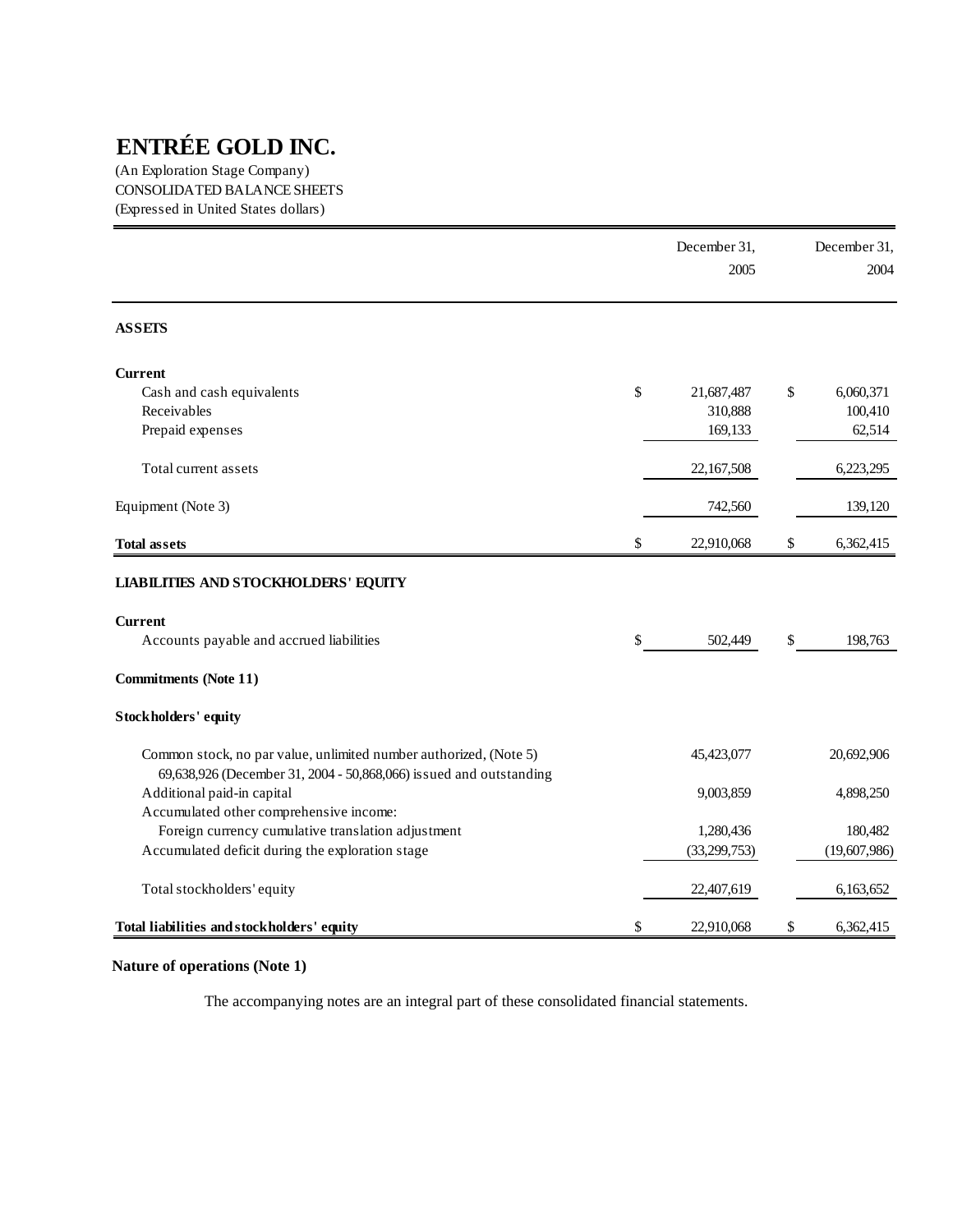# ENTRÉE GOLD INC.

(An Exploration Stage Company)
CONSOLIDATED BALANCE SHEETS
(Expressed in United States dollars)

| | December 31, 2005 | December 31, 2004 |
|---|---|---|
| **ASSETS** | | |
| **Current** | | |
| Cash and cash equivalents | $ 21,687,487 | $ 6,060,371 |
| Receivables | 310,888 | 100,410 |
| Prepaid expenses | 169,133 | 62,514 |
| Total current assets | 22,167,508 | 6,223,295 |
| Equipment (Note 3) | 742,560 | 139,120 |
| **Total assets** | $ 22,910,068 | $ 6,362,415 |
| **LIABILITIES AND STOCKHOLDERS' EQUITY** | | |
| **Current** | | |
| Accounts payable and accrued liabilities | $ 502,449 | $ 198,763 |
| **Commitments (Note 11)** | | |
| **Stockholders' equity** | | |
| Common stock, no par value, unlimited number authorized, (Note 5) 69,638,926 (December 31, 2004 - 50,868,066) issued and outstanding | 45,423,077 | 20,692,906 |
| Additional paid-in capital | 9,003,859 | 4,898,250 |
| Accumulated other comprehensive income: | | |
| Foreign currency cumulative translation adjustment | 1,280,436 | 180,482 |
| Accumulated deficit during the exploration stage | (33,299,753) | (19,607,986) |
| Total stockholders' equity | 22,407,619 | 6,163,652 |
| **Total liabilities and stockholders' equity** | $ 22,910,068 | $ 6,362,415 |

**Nature of operations (Note 1)**

The accompanying notes are an integral part of these consolidated financial statements.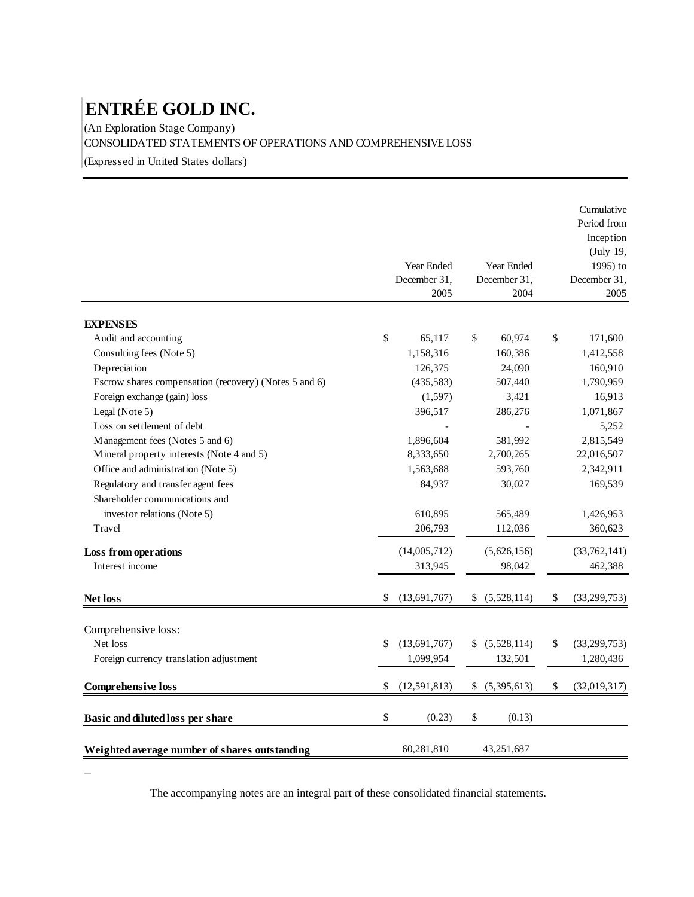# ENTRÉE GOLD INC.

(An Exploration Stage Company)

CONSOLIDATED STATEMENTS OF OPERATIONS AND COMPREHENSIVE LOSS

(Expressed in United States dollars)

| | Year Ended December 31, 2005 | Year Ended December 31, 2004 | Cumulative Period from Inception (July 19, 1995) to December 31, 2005 |
|---|---|---|---|
| **EXPENSES** | | | |
| Audit and accounting | $ 65,117 | $ 60,974 | $ 171,600 |
| Consulting fees (Note 5) | 1,158,316 | 160,386 | 1,412,558 |
| Depreciation | 126,375 | 24,090 | 160,910 |
| Escrow shares compensation (recovery) (Notes 5 and 6) | (435,583) | 507,440 | 1,790,959 |
| Foreign exchange (gain) loss | (1,597) | 3,421 | 16,913 |
| Legal (Note 5) | 396,517 | 286,276 | 1,071,867 |
| Loss on settlement of debt | - | - | 5,252 |
| Management fees (Notes 5 and 6) | 1,896,604 | 581,992 | 2,815,549 |
| Mineral property interests (Note 4 and 5) | 8,333,650 | 2,700,265 | 22,016,507 |
| Office and administration (Note 5) | 1,563,688 | 593,760 | 2,342,911 |
| Regulatory and transfer agent fees | 84,937 | 30,027 | 169,539 |
| Shareholder communications and investor relations (Note 5) | 610,895 | 565,489 | 1,426,953 |
| Travel | 206,793 | 112,036 | 360,623 |
| **Loss from operations** | (14,005,712) | (5,626,156) | (33,762,141) |
| Interest income | 313,945 | 98,042 | 462,388 |
| **Net loss** | $ (13,691,767) | $ (5,528,114) | $ (33,299,753) |
| Comprehensive loss: | | | |
| Net loss | $ (13,691,767) | $ (5,528,114) | $ (33,299,753) |
| Foreign currency translation adjustment | 1,099,954 | 132,501 | 1,280,436 |
| **Comprehensive loss** | $ (12,591,813) | $ (5,395,613) | $ (32,019,317) |
| **Basic and diluted loss per share** | $ (0.23) | $ (0.13) | |
| **Weighted average number of shares outstanding** | 60,281,810 | 43,251,687 | |

The accompanying notes are an integral part of these consolidated financial statements.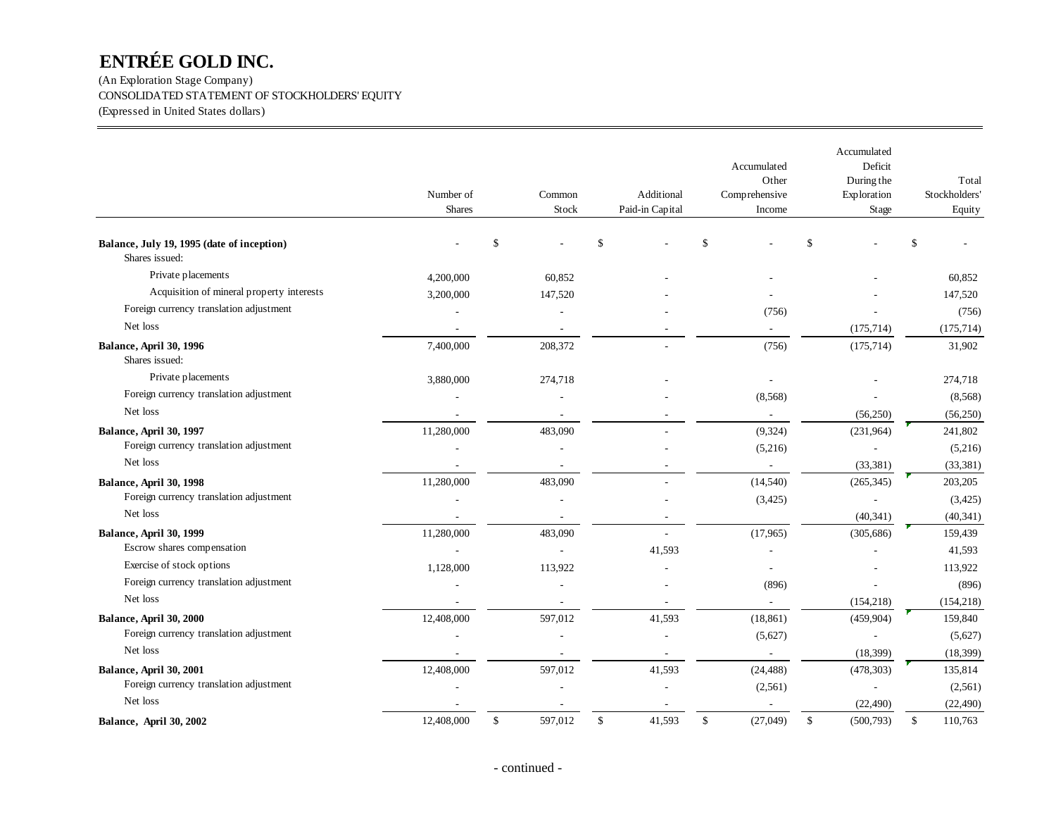# ENTRÉE GOLD INC.

(An Exploration Stage Company)
CONSOLIDATED STATEMENT OF STOCKHOLDERS' EQUITY
(Expressed in United States dollars)

| | Number of Shares | Common Stock | Additional Paid-in Capital | Accumulated Other Comprehensive Income | Accumulated Deficit During the Exploration Stage | Total Stockholders' Equity |
|---|---|---|---|---|---|---|
| **Balance, July 19, 1995 (date of inception)** | - | $ - | $ - | $ - | $ - | $ - |
| Shares issued: | | | | | | |
| Private placements | 4,200,000 | 60,852 | - | - | - | 60,852 |
| Acquisition of mineral property interests | 3,200,000 | 147,520 | - | - | - | 147,520 |
| Foreign currency translation adjustment | - | - | - | (756) | - | (756) |
| Net loss | - | - | - | - | (175,714) | (175,714) |
| **Balance, April 30, 1996** | 7,400,000 | 208,372 | - | (756) | (175,714) | 31,902 |
| Shares issued: | | | | | | |
| Private placements | 3,880,000 | 274,718 | - | - | - | 274,718 |
| Foreign currency translation adjustment | - | - | - | (8,568) | - | (8,568) |
| Net loss | - | - | - | - | (56,250) | (56,250) |
| **Balance, April 30, 1997** | 11,280,000 | 483,090 | - | (9,324) | (231,964) | 241,802 |
| Foreign currency translation adjustment | - | - | - | (5,216) | - | (5,216) |
| Net loss | - | - | - | - | (33,381) | (33,381) |
| **Balance, April 30, 1998** | 11,280,000 | 483,090 | - | (14,540) | (265,345) | 203,205 |
| Foreign currency translation adjustment | - | - | - | (3,425) | - | (3,425) |
| Net loss | - | - | - | | (40,341) | (40,341) |
| **Balance, April 30, 1999** | 11,280,000 | 483,090 | - | (17,965) | (305,686) | 159,439 |
| Escrow shares compensation | - | - | 41,593 | - | - | 41,593 |
| Exercise of stock options | 1,128,000 | 113,922 | - | - | - | 113,922 |
| Foreign currency translation adjustment | - | - | - | (896) | - | (896) |
| Net loss | - | - | - | - | (154,218) | (154,218) |
| **Balance, April 30, 2000** | 12,408,000 | 597,012 | 41,593 | (18,861) | (459,904) | 159,840 |
| Foreign currency translation adjustment | - | - | - | (5,627) | - | (5,627) |
| Net loss | - | - | - | - | (18,399) | (18,399) |
| **Balance, April 30, 2001** | 12,408,000 | 597,012 | 41,593 | (24,488) | (478,303) | 135,814 |
| Foreign currency translation adjustment | - | - | - | (2,561) | - | (2,561) |
| Net loss | - | - | - | - | (22,490) | (22,490) |
| **Balance, April 30, 2002** | 12,408,000 | $ 597,012 | $ 41,593 | $ (27,049) | $ (500,793) | $ 110,763 |

- continued -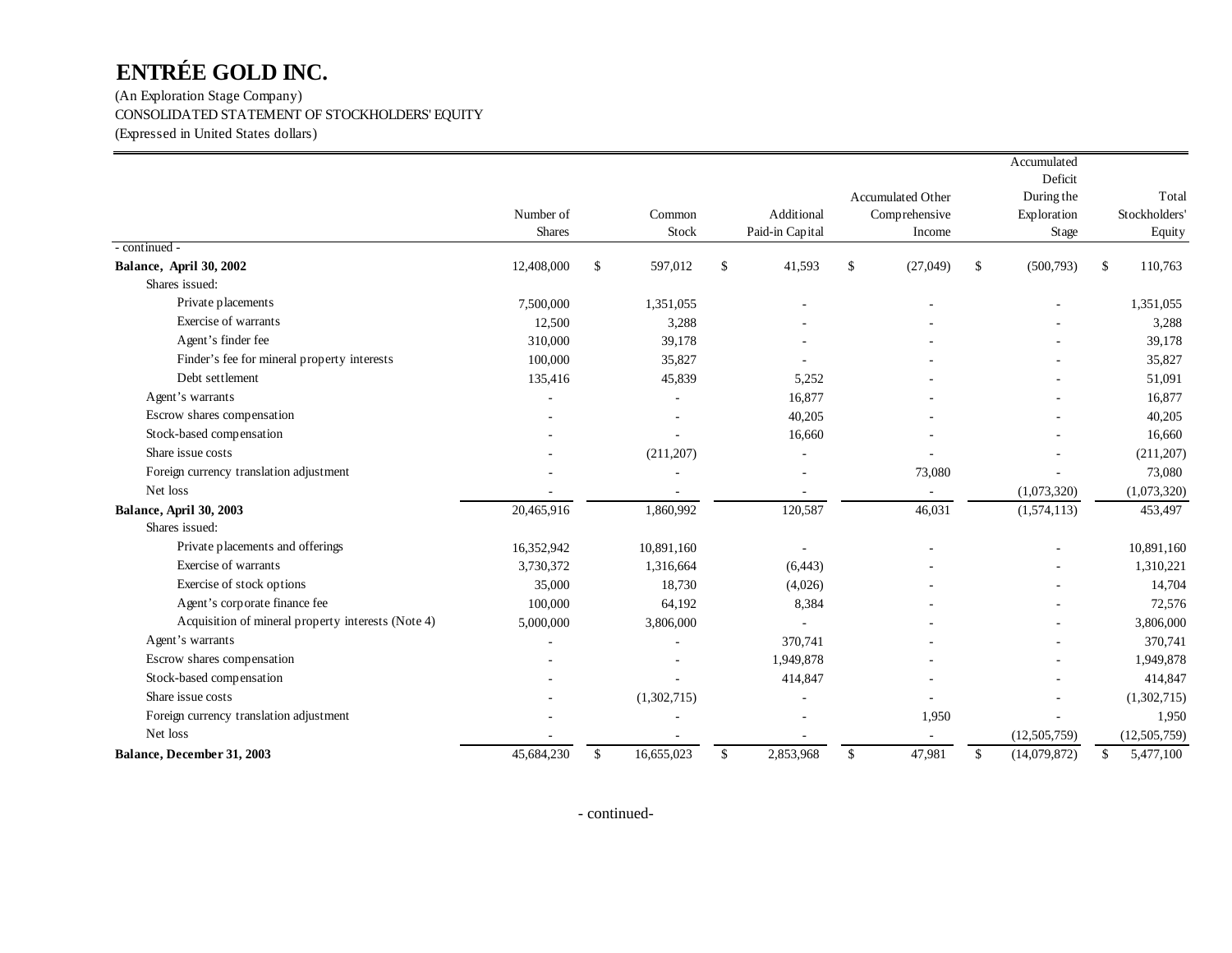# ENTRÉE GOLD INC.

(An Exploration Stage Company)
CONSOLIDATED STATEMENT OF STOCKHOLDERS' EQUITY
(Expressed in United States dollars)

| | Number of Shares | Common Stock | Additional Paid-in Capital | Accumulated Other Comprehensive Income | Accumulated Deficit During the Exploration Stage | Total Stockholders' Equity |
|---|---|---|---|---|---|---|
| - continued - | | | | | | |
| **Balance, April 30, 2002** | 12,408,000 | $ 597,012 | $ 41,593 | $ (27,049) | $ (500,793) | $ 110,763 |
| Shares issued: | | | | | | |
| Private placements | 7,500,000 | 1,351,055 | - | - | - | 1,351,055 |
| Exercise of warrants | 12,500 | 3,288 | - | - | - | 3,288 |
| Agent's finder fee | 310,000 | 39,178 | - | - | - | 39,178 |
| Finder's fee for mineral property interests | 100,000 | 35,827 | - | - | - | 35,827 |
| Debt settlement | 135,416 | 45,839 | 5,252 | - | - | 51,091 |
| Agent's warrants | - | - | 16,877 | - | - | 16,877 |
| Escrow shares compensation | - | - | 40,205 | - | - | 40,205 |
| Stock-based compensation | - | - | 16,660 | - | - | 16,660 |
| Share issue costs | - | (211,207) | - | - | - | (211,207) |
| Foreign currency translation adjustment | - | - | - | 73,080 | - | 73,080 |
| Net loss | - | - | - | - | (1,073,320) | (1,073,320) |
| **Balance, April 30, 2003** | 20,465,916 | 1,860,992 | 120,587 | 46,031 | (1,574,113) | 453,497 |
| Shares issued: | | | | | | |
| Private placements and offerings | 16,352,942 | 10,891,160 | - | - | - | 10,891,160 |
| Exercise of warrants | 3,730,372 | 1,316,664 | (6,443) | - | - | 1,310,221 |
| Exercise of stock options | 35,000 | 18,730 | (4,026) | - | - | 14,704 |
| Agent's corporate finance fee | 100,000 | 64,192 | 8,384 | - | - | 72,576 |
| Acquisition of mineral property interests (Note 4) | 5,000,000 | 3,806,000 | - | - | - | 3,806,000 |
| Agent's warrants | - | - | 370,741 | - | - | 370,741 |
| Escrow shares compensation | - | - | 1,949,878 | - | - | 1,949,878 |
| Stock-based compensation | - | - | 414,847 | - | - | 414,847 |
| Share issue costs | - | (1,302,715) | - | - | - | (1,302,715) |
| Foreign currency translation adjustment | - | - | - | 1,950 | - | 1,950 |
| Net loss | - | - | - | - | (12,505,759) | (12,505,759) |
| **Balance, December 31, 2003** | 45,684,230 | $ 16,655,023 | $ 2,853,968 | $ 47,981 | $ (14,079,872) | $ 5,477,100 |

- continued-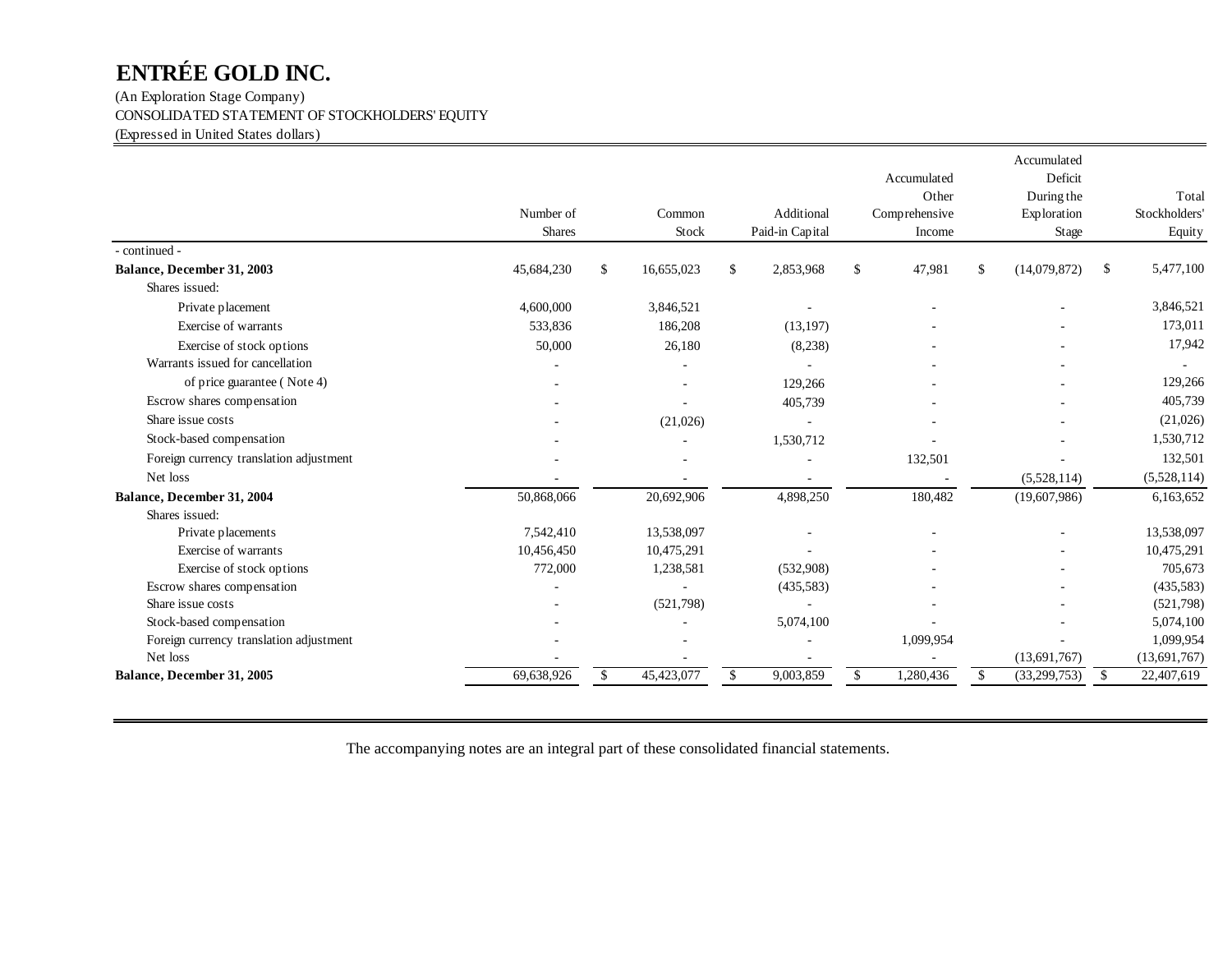# ENTRÉE GOLD INC.

(An Exploration Stage Company)
CONSOLIDATED STATEMENT OF STOCKHOLDERS' EQUITY
(Expressed in United States dollars)

| | Number of Shares | Common Stock | Additional Paid-in Capital | Accumulated Other Comprehensive Income | Accumulated Deficit During the Exploration Stage | Total Stockholders' Equity |
|---|---|---|---|---|---|---|
| - continued - | | | | | | |
| **Balance, December 31, 2003** | 45,684,230 | $ 16,655,023 | $ 2,853,968 | $ 47,981 | $ (14,079,872) | $ 5,477,100 |
| Shares issued: | | | | | | |
| Private placement | 4,600,000 | 3,846,521 | - | - | - | 3,846,521 |
| Exercise of warrants | 533,836 | 186,208 | (13,197) | - | - | 173,011 |
| Exercise of stock options | 50,000 | 26,180 | (8,238) | - | - | 17,942 |
| Warrants issued for cancellation | - | - | - | - | - | - |
| of price guarantee ( Note 4) | - | - | 129,266 | - | - | 129,266 |
| Escrow shares compensation | - | - | 405,739 | - | - | 405,739 |
| Share issue costs | - | (21,026) | - | - | - | (21,026) |
| Stock-based compensation | - | - | 1,530,712 | - | - | 1,530,712 |
| Foreign currency translation adjustment | - | - | - | 132,501 | - | 132,501 |
| Net loss | - | - | - | - | (5,528,114) | (5,528,114) |
| **Balance, December 31, 2004** | 50,868,066 | 20,692,906 | 4,898,250 | 180,482 | (19,607,986) | 6,163,652 |
| Shares issued: | | | | | | |
| Private placements | 7,542,410 | 13,538,097 | - | - | - | 13,538,097 |
| Exercise of warrants | 10,456,450 | 10,475,291 | - | - | - | 10,475,291 |
| Exercise of stock options | 772,000 | 1,238,581 | (532,908) | - | - | 705,673 |
| Escrow shares compensation | - | - | (435,583) | - | - | (435,583) |
| Share issue costs | - | (521,798) | - | - | - | (521,798) |
| Stock-based compensation | - | - | 5,074,100 | - | - | 5,074,100 |
| Foreign currency translation adjustment | - | - | - | 1,099,954 | - | 1,099,954 |
| Net loss | - | - | - | - | (13,691,767) | (13,691,767) |
| **Balance, December 31, 2005** | 69,638,926 | $ 45,423,077 | $ 9,003,859 | $ 1,280,436 | $ (33,299,753) | $ 22,407,619 |

The accompanying notes are an integral part of these consolidated financial statements.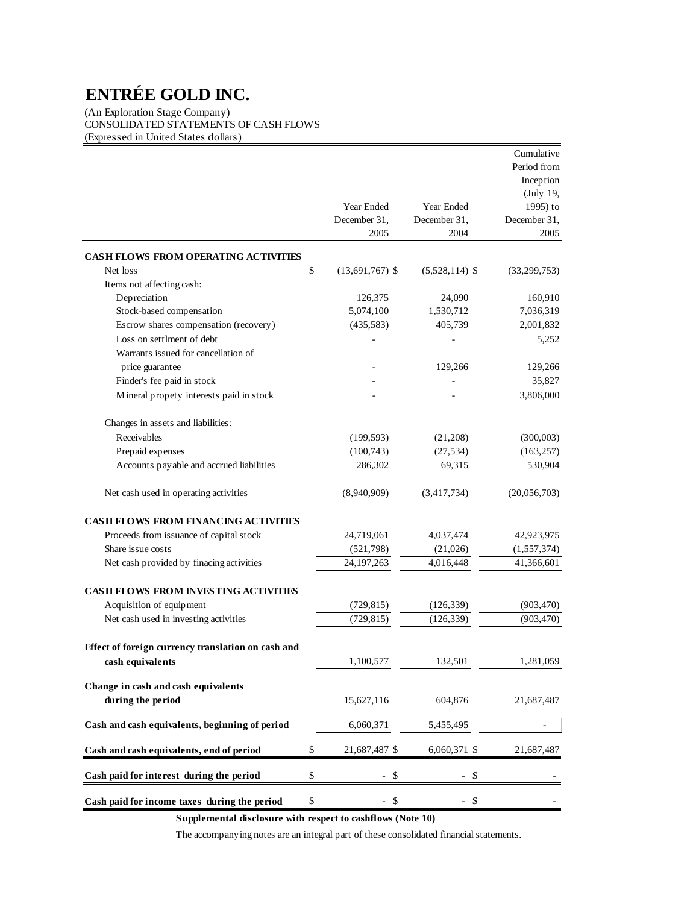# ENTRÉE GOLD INC.

(An Exploration Stage Company)
CONSOLIDATED STATEMENTS OF CASH FLOWS
(Expressed in United States dollars)

| | Year Ended December 31, 2005 | Year Ended December 31, 2004 | Cumulative Period from Inception (July 19, 1995) to December 31, 2005 |
|---|---|---|---|
| **CASH FLOWS FROM OPERATING ACTIVITIES** | | | |
| Net loss | $ (13,691,767) | $ (5,528,114) | $ (33,299,753) |
| Items not affecting cash: | | | |
| Depreciation | 126,375 | 24,090 | 160,910 |
| Stock-based compensation | 5,074,100 | 1,530,712 | 7,036,319 |
| Escrow shares compensation (recovery) | (435,583) | 405,739 | 2,001,832 |
| Loss on settlment of debt | - | - | 5,252 |
| Warrants issued for cancellation of price guarantee | - | 129,266 | 129,266 |
| Finder's fee paid in stock | - | - | 35,827 |
| Mineral propety interests paid in stock | - | - | 3,806,000 |
| Changes in assets and liabilities: | | | |
| Receivables | (199,593) | (21,208) | (300,003) |
| Prepaid expenses | (100,743) | (27,534) | (163,257) |
| Accounts payable and accrued liabilities | 286,302 | 69,315 | 530,904 |
| Net cash used in operating activities | (8,940,909) | (3,417,734) | (20,056,703) |
| **CASH FLOWS FROM FINANCING ACTIVITIES** | | | |
| Proceeds from issuance of capital stock | 24,719,061 | 4,037,474 | 42,923,975 |
| Share issue costs | (521,798) | (21,026) | (1,557,374) |
| Net cash provided by finacing activities | 24,197,263 | 4,016,448 | 41,366,601 |
| **CASH FLOWS FROM INVESTING ACTIVITIES** | | | |
| Acquisition of equipment | (729,815) | (126,339) | (903,470) |
| Net cash used in investing activities | (729,815) | (126,339) | (903,470) |
| **Effect of foreign currency translation on cash and cash equivalents** | 1,100,577 | 132,501 | 1,281,059 |
| **Change in cash and cash equivalents during the period** | 15,627,116 | 604,876 | 21,687,487 |
| **Cash and cash equivalents, beginning of period** | 6,060,371 | 5,455,495 | - |
| **Cash and cash equivalents, end of period** | $ 21,687,487 | $ 6,060,371 | $ 21,687,487 |
| **Cash paid for interest during the period** | $ - | $ - | $ - |
| **Cash paid for income taxes during the period** | $ - | $ - | $ - |

**Supplemental disclosure with respect to cashflows (Note 10)**

The accompanying notes are an integral part of these consolidated financial statements.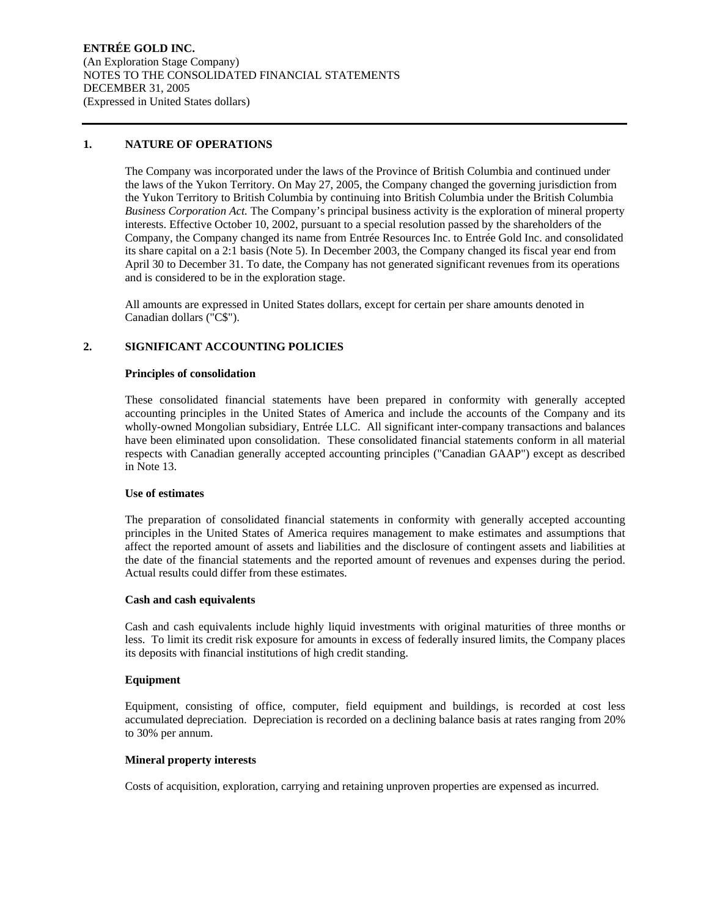**ENTRÉE GOLD INC.**
(An Exploration Stage Company)
NOTES TO THE CONSOLIDATED FINANCIAL STATEMENTS
DECEMBER 31, 2005
(Expressed in United States dollars)

---

## 1. NATURE OF OPERATIONS

The Company was incorporated under the laws of the Province of British Columbia and continued under the laws of the Yukon Territory. On May 27, 2005, the Company changed the governing jurisdiction from the Yukon Territory to British Columbia by continuing into British Columbia under the British Columbia *Business Corporation Act.* The Company's principal business activity is the exploration of mineral property interests. Effective October 10, 2002, pursuant to a special resolution passed by the shareholders of the Company, the Company changed its name from Entrée Resources Inc. to Entrée Gold Inc. and consolidated its share capital on a 2:1 basis (Note 5). In December 2003, the Company changed its fiscal year end from April 30 to December 31. To date, the Company has not generated significant revenues from its operations and is considered to be in the exploration stage.

All amounts are expressed in United States dollars, except for certain per share amounts denoted in Canadian dollars ("C$").

## 2. SIGNIFICANT ACCOUNTING POLICIES

**Principles of consolidation**

These consolidated financial statements have been prepared in conformity with generally accepted accounting principles in the United States of America and include the accounts of the Company and its wholly-owned Mongolian subsidiary, Entrée LLC. All significant inter-company transactions and balances have been eliminated upon consolidation. These consolidated financial statements conform in all material respects with Canadian generally accepted accounting principles ("Canadian GAAP") except as described in Note 13.

**Use of estimates**

The preparation of consolidated financial statements in conformity with generally accepted accounting principles in the United States of America requires management to make estimates and assumptions that affect the reported amount of assets and liabilities and the disclosure of contingent assets and liabilities at the date of the financial statements and the reported amount of revenues and expenses during the period. Actual results could differ from these estimates.

**Cash and cash equivalents**

Cash and cash equivalents include highly liquid investments with original maturities of three months or less. To limit its credit risk exposure for amounts in excess of federally insured limits, the Company places its deposits with financial institutions of high credit standing.

**Equipment**

Equipment, consisting of office, computer, field equipment and buildings, is recorded at cost less accumulated depreciation. Depreciation is recorded on a declining balance basis at rates ranging from 20% to 30% per annum.

**Mineral property interests**

Costs of acquisition, exploration, carrying and retaining unproven properties are expensed as incurred.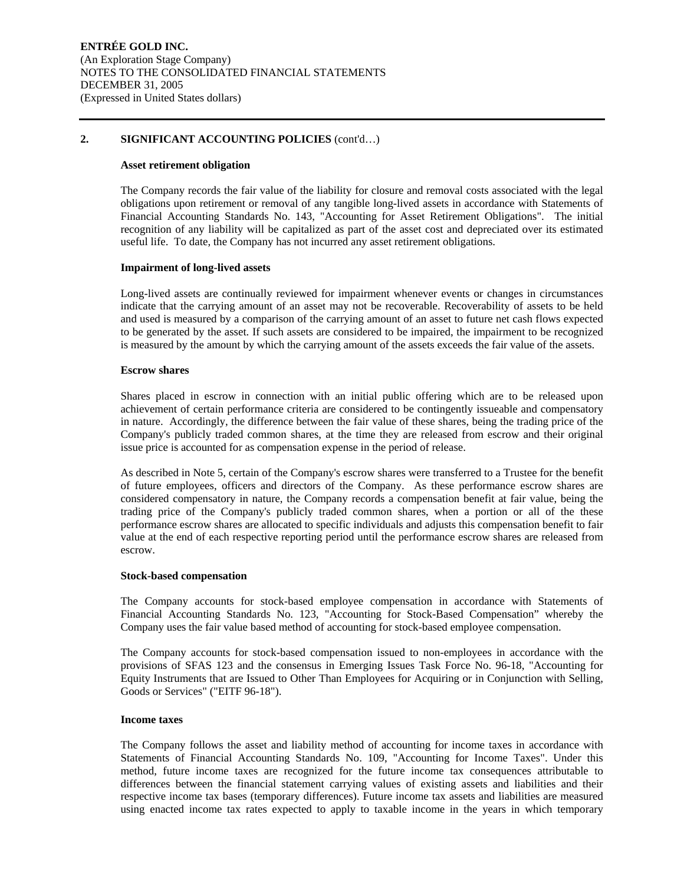## 2. SIGNIFICANT ACCOUNTING POLICIES (cont'd…)

**Asset retirement obligation**

The Company records the fair value of the liability for closure and removal costs associated with the legal obligations upon retirement or removal of any tangible long-lived assets in accordance with Statements of Financial Accounting Standards No. 143, "Accounting for Asset Retirement Obligations". The initial recognition of any liability will be capitalized as part of the asset cost and depreciated over its estimated useful life. To date, the Company has not incurred any asset retirement obligations.

**Impairment of long-lived assets**

Long-lived assets are continually reviewed for impairment whenever events or changes in circumstances indicate that the carrying amount of an asset may not be recoverable. Recoverability of assets to be held and used is measured by a comparison of the carrying amount of an asset to future net cash flows expected to be generated by the asset. If such assets are considered to be impaired, the impairment to be recognized is measured by the amount by which the carrying amount of the assets exceeds the fair value of the assets.

**Escrow shares**

Shares placed in escrow in connection with an initial public offering which are to be released upon achievement of certain performance criteria are considered to be contingently issueable and compensatory in nature. Accordingly, the difference between the fair value of these shares, being the trading price of the Company's publicly traded common shares, at the time they are released from escrow and their original issue price is accounted for as compensation expense in the period of release.

As described in Note 5, certain of the Company's escrow shares were transferred to a Trustee for the benefit of future employees, officers and directors of the Company. As these performance escrow shares are considered compensatory in nature, the Company records a compensation benefit at fair value, being the trading price of the Company's publicly traded common shares, when a portion or all of the these performance escrow shares are allocated to specific individuals and adjusts this compensation benefit to fair value at the end of each respective reporting period until the performance escrow shares are released from escrow.

**Stock-based compensation**

The Company accounts for stock-based employee compensation in accordance with Statements of Financial Accounting Standards No. 123, "Accounting for Stock-Based Compensation" whereby the Company uses the fair value based method of accounting for stock-based employee compensation.

The Company accounts for stock-based compensation issued to non-employees in accordance with the provisions of SFAS 123 and the consensus in Emerging Issues Task Force No. 96-18, "Accounting for Equity Instruments that are Issued to Other Than Employees for Acquiring or in Conjunction with Selling, Goods or Services" ("EITF 96-18").

**Income taxes**

The Company follows the asset and liability method of accounting for income taxes in accordance with Statements of Financial Accounting Standards No. 109, "Accounting for Income Taxes". Under this method, future income taxes are recognized for the future income tax consequences attributable to differences between the financial statement carrying values of existing assets and liabilities and their respective income tax bases (temporary differences). Future income tax assets and liabilities are measured using enacted income tax rates expected to apply to taxable income in the years in which temporary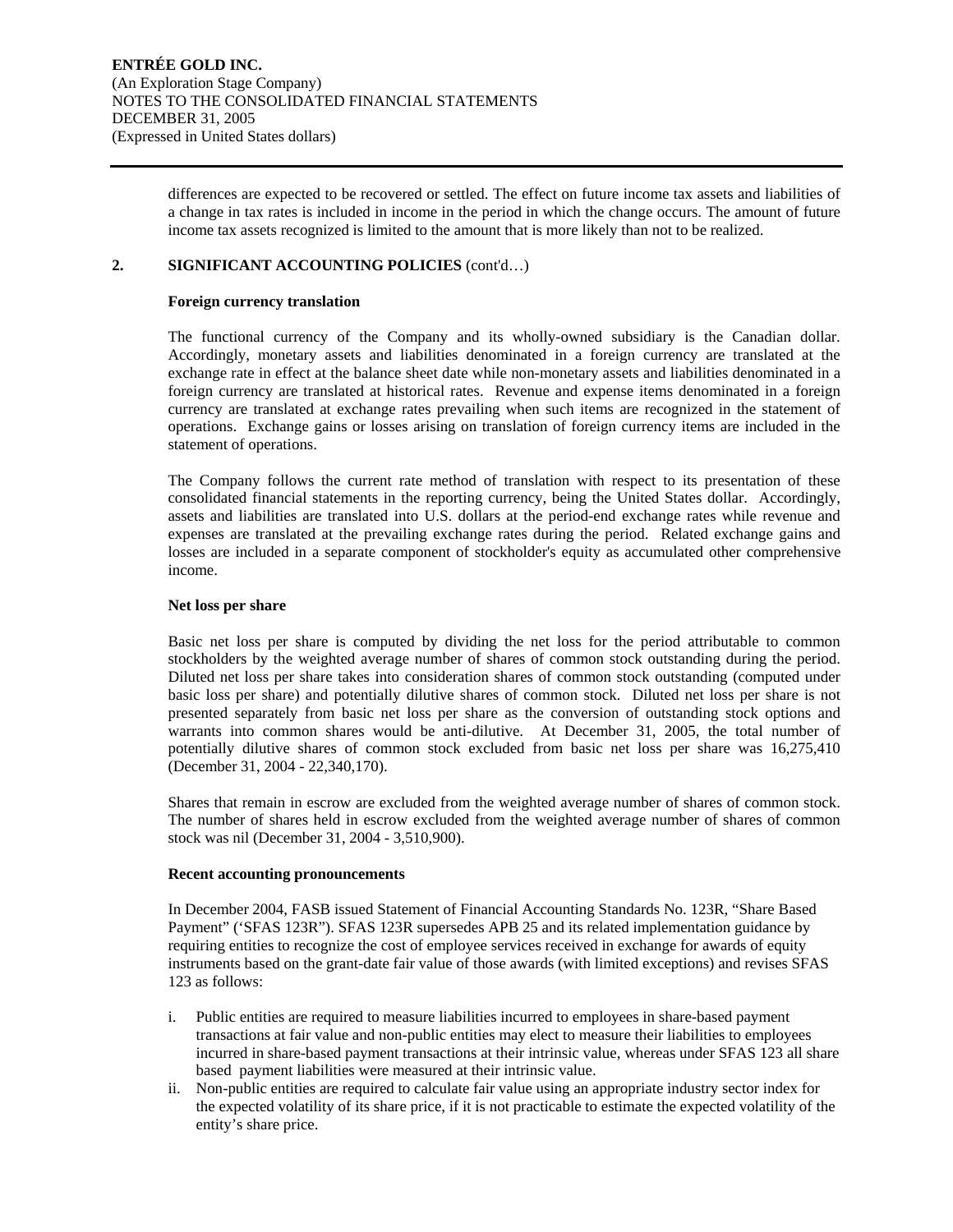differences are expected to be recovered or settled. The effect on future income tax assets and liabilities of a change in tax rates is included in income in the period in which the change occurs. The amount of future income tax assets recognized is limited to the amount that is more likely than not to be realized.

## 2. SIGNIFICANT ACCOUNTING POLICIES (cont'd…)

**Foreign currency translation**

The functional currency of the Company and its wholly-owned subsidiary is the Canadian dollar. Accordingly, monetary assets and liabilities denominated in a foreign currency are translated at the exchange rate in effect at the balance sheet date while non-monetary assets and liabilities denominated in a foreign currency are translated at historical rates. Revenue and expense items denominated in a foreign currency are translated at exchange rates prevailing when such items are recognized in the statement of operations. Exchange gains or losses arising on translation of foreign currency items are included in the statement of operations.

The Company follows the current rate method of translation with respect to its presentation of these consolidated financial statements in the reporting currency, being the United States dollar. Accordingly, assets and liabilities are translated into U.S. dollars at the period-end exchange rates while revenue and expenses are translated at the prevailing exchange rates during the period. Related exchange gains and losses are included in a separate component of stockholder's equity as accumulated other comprehensive income.

**Net loss per share**

Basic net loss per share is computed by dividing the net loss for the period attributable to common stockholders by the weighted average number of shares of common stock outstanding during the period. Diluted net loss per share takes into consideration shares of common stock outstanding (computed under basic loss per share) and potentially dilutive shares of common stock. Diluted net loss per share is not presented separately from basic net loss per share as the conversion of outstanding stock options and warrants into common shares would be anti-dilutive. At December 31, 2005, the total number of potentially dilutive shares of common stock excluded from basic net loss per share was 16,275,410 (December 31, 2004 - 22,340,170).

Shares that remain in escrow are excluded from the weighted average number of shares of common stock. The number of shares held in escrow excluded from the weighted average number of shares of common stock was nil (December 31, 2004 - 3,510,900).

**Recent accounting pronouncements**

In December 2004, FASB issued Statement of Financial Accounting Standards No. 123R, "Share Based Payment" ('SFAS 123R"). SFAS 123R supersedes APB 25 and its related implementation guidance by requiring entities to recognize the cost of employee services received in exchange for awards of equity instruments based on the grant-date fair value of those awards (with limited exceptions) and revises SFAS 123 as follows:

i. Public entities are required to measure liabilities incurred to employees in share-based payment transactions at fair value and non-public entities may elect to measure their liabilities to employees incurred in share-based payment transactions at their intrinsic value, whereas under SFAS 123 all share based payment liabilities were measured at their intrinsic value.
ii. Non-public entities are required to calculate fair value using an appropriate industry sector index for the expected volatility of its share price, if it is not practicable to estimate the expected volatility of the entity's share price.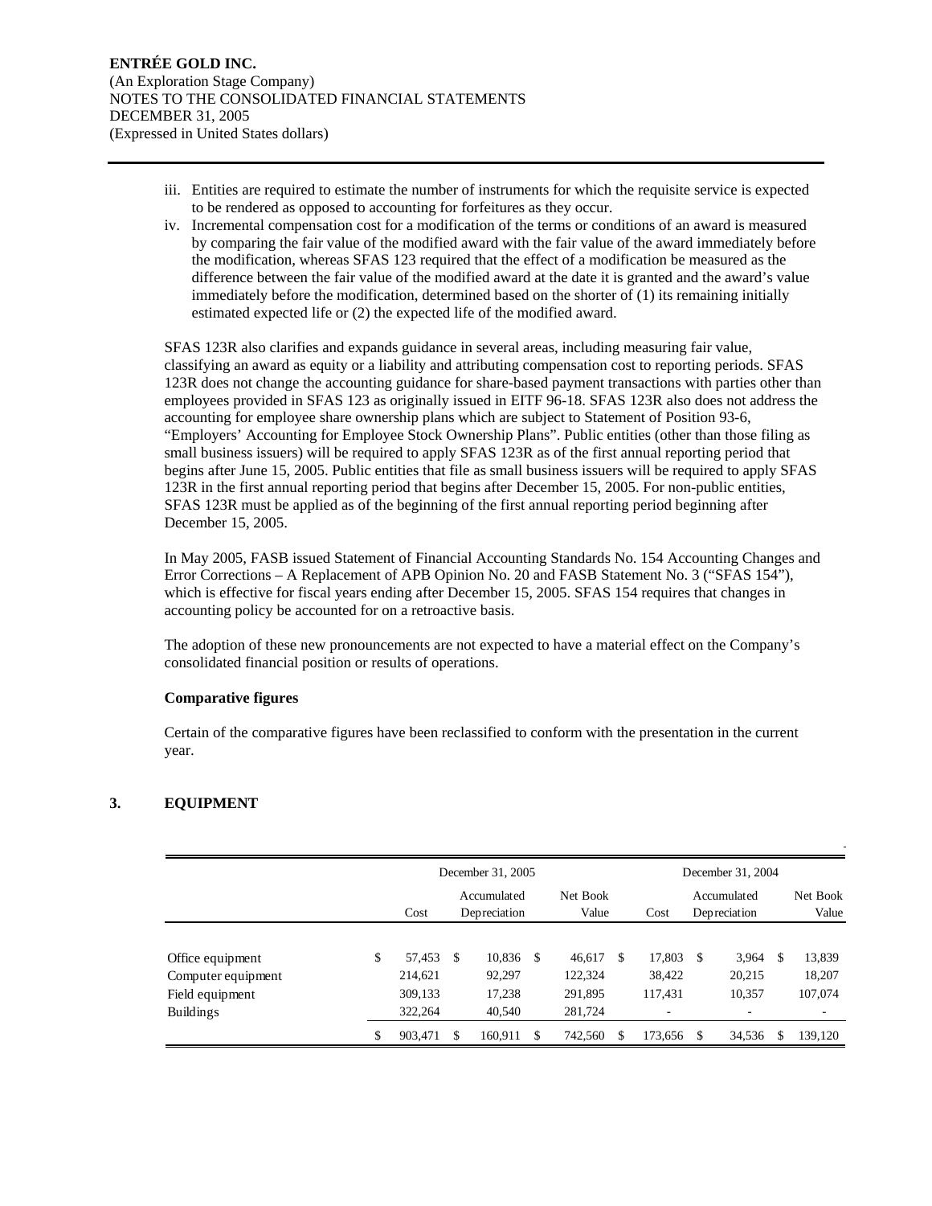iii. Entities are required to estimate the number of instruments for which the requisite service is expected to be rendered as opposed to accounting for forfeitures as they occur.

iv. Incremental compensation cost for a modification of the terms or conditions of an award is measured by comparing the fair value of the modified award with the fair value of the award immediately before the modification, whereas SFAS 123 required that the effect of a modification be measured as the difference between the fair value of the modified award at the date it is granted and the award's value immediately before the modification, determined based on the shorter of (1) its remaining initially estimated expected life or (2) the expected life of the modified award.

SFAS 123R also clarifies and expands guidance in several areas, including measuring fair value, classifying an award as equity or a liability and attributing compensation cost to reporting periods. SFAS 123R does not change the accounting guidance for share-based payment transactions with parties other than employees provided in SFAS 123 as originally issued in EITF 96-18. SFAS 123R also does not address the accounting for employee share ownership plans which are subject to Statement of Position 93-6, "Employers' Accounting for Employee Stock Ownership Plans". Public entities (other than those filing as small business issuers) will be required to apply SFAS 123R as of the first annual reporting period that begins after June 15, 2005. Public entities that file as small business issuers will be required to apply SFAS 123R in the first annual reporting period that begins after December 15, 2005. For non-public entities, SFAS 123R must be applied as of the beginning of the first annual reporting period beginning after December 15, 2005.

In May 2005, FASB issued Statement of Financial Accounting Standards No. 154 Accounting Changes and Error Corrections – A Replacement of APB Opinion No. 20 and FASB Statement No. 3 ("SFAS 154"), which is effective for fiscal years ending after December 15, 2005. SFAS 154 requires that changes in accounting policy be accounted for on a retroactive basis.

The adoption of these new pronouncements are not expected to have a material effect on the Company's consolidated financial position or results of operations.

**Comparative figures**

Certain of the comparative figures have been reclassified to conform with the presentation in the current year.

## 3. EQUIPMENT

| | December 31, 2005 | | | December 31, 2004 | | |
|---|---|---|---|---|---|---|
| | Cost | Accumulated Depreciation | Net Book Value | Cost | Accumulated Depreciation | Net Book Value |
| Office equipment | $ 57,453 | $ 10,836 | $ 46,617 | $ 17,803 | $ 3,964 | $ 13,839 |
| Computer equipment | 214,621 | 92,297 | 122,324 | 38,422 | 20,215 | 18,207 |
| Field equipment | 309,133 | 17,238 | 291,895 | 117,431 | 10,357 | 107,074 |
| Buildings | 322,264 | 40,540 | 281,724 | - | - | - |
| | $ 903,471 | $ 160,911 | $ 742,560 | $ 173,656 | $ 34,536 | $ 139,120 |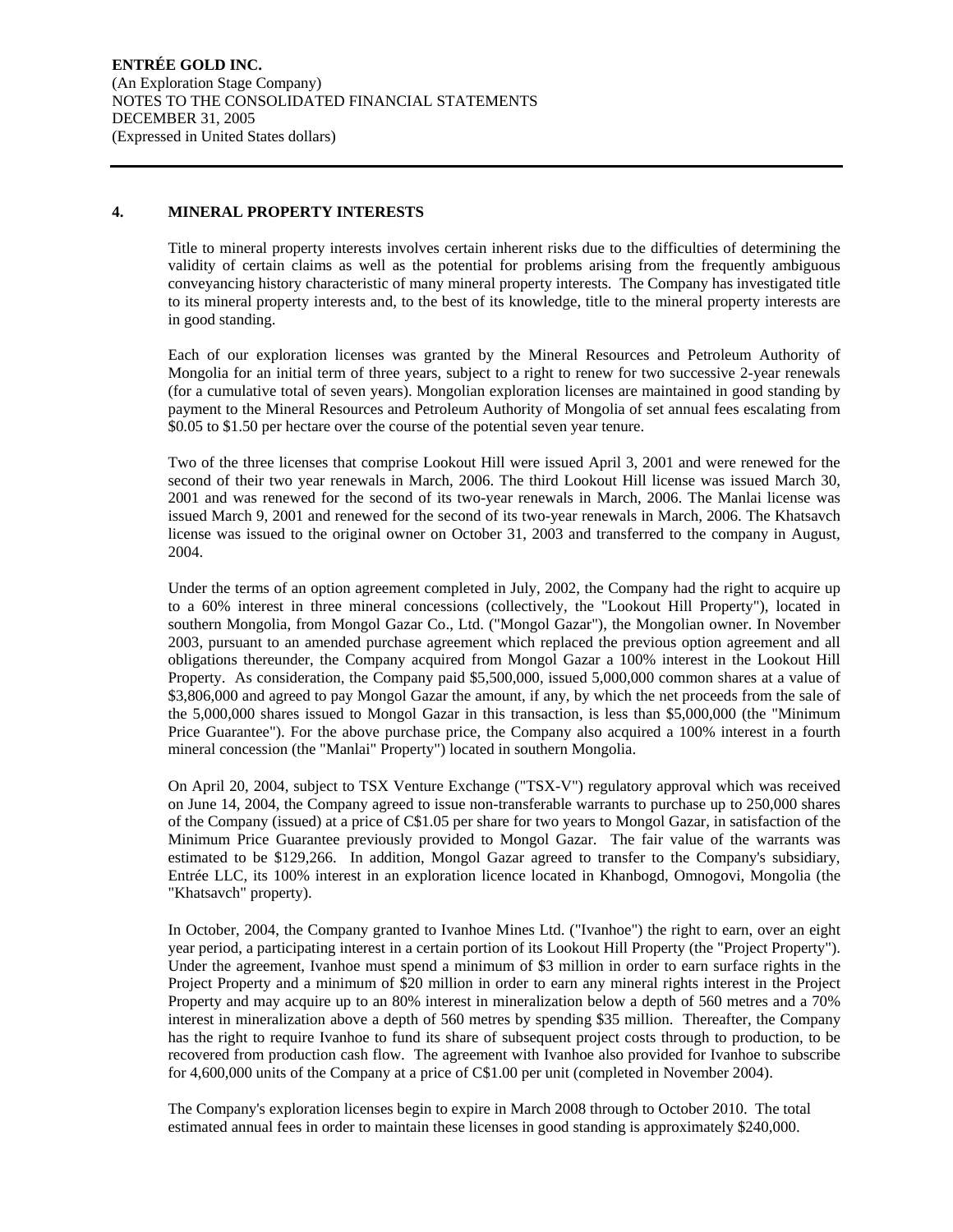## 4. MINERAL PROPERTY INTERESTS

Title to mineral property interests involves certain inherent risks due to the difficulties of determining the validity of certain claims as well as the potential for problems arising from the frequently ambiguous conveyancing history characteristic of many mineral property interests. The Company has investigated title to its mineral property interests and, to the best of its knowledge, title to the mineral property interests are in good standing.

Each of our exploration licenses was granted by the Mineral Resources and Petroleum Authority of Mongolia for an initial term of three years, subject to a right to renew for two successive 2-year renewals (for a cumulative total of seven years). Mongolian exploration licenses are maintained in good standing by payment to the Mineral Resources and Petroleum Authority of Mongolia of set annual fees escalating from \$0.05 to \$1.50 per hectare over the course of the potential seven year tenure.

Two of the three licenses that comprise Lookout Hill were issued April 3, 2001 and were renewed for the second of their two year renewals in March, 2006. The third Lookout Hill license was issued March 30, 2001 and was renewed for the second of its two-year renewals in March, 2006. The Manlai license was issued March 9, 2001 and renewed for the second of its two-year renewals in March, 2006. The Khatsavch license was issued to the original owner on October 31, 2003 and transferred to the company in August, 2004.

Under the terms of an option agreement completed in July, 2002, the Company had the right to acquire up to a 60% interest in three mineral concessions (collectively, the "Lookout Hill Property"), located in southern Mongolia, from Mongol Gazar Co., Ltd. ("Mongol Gazar"), the Mongolian owner. In November 2003, pursuant to an amended purchase agreement which replaced the previous option agreement and all obligations thereunder, the Company acquired from Mongol Gazar a 100% interest in the Lookout Hill Property. As consideration, the Company paid \$5,500,000, issued 5,000,000 common shares at a value of \$3,806,000 and agreed to pay Mongol Gazar the amount, if any, by which the net proceeds from the sale of the 5,000,000 shares issued to Mongol Gazar in this transaction, is less than \$5,000,000 (the "Minimum Price Guarantee"). For the above purchase price, the Company also acquired a 100% interest in a fourth mineral concession (the "Manlai" Property") located in southern Mongolia.

On April 20, 2004, subject to TSX Venture Exchange ("TSX-V") regulatory approval which was received on June 14, 2004, the Company agreed to issue non-transferable warrants to purchase up to 250,000 shares of the Company (issued) at a price of C\$1.05 per share for two years to Mongol Gazar, in satisfaction of the Minimum Price Guarantee previously provided to Mongol Gazar. The fair value of the warrants was estimated to be \$129,266. In addition, Mongol Gazar agreed to transfer to the Company's subsidiary, Entrée LLC, its 100% interest in an exploration licence located in Khanbogd, Omnogovi, Mongolia (the "Khatsavch" property).

In October, 2004, the Company granted to Ivanhoe Mines Ltd. ("Ivanhoe") the right to earn, over an eight year period, a participating interest in a certain portion of its Lookout Hill Property (the "Project Property"). Under the agreement, Ivanhoe must spend a minimum of \$3 million in order to earn surface rights in the Project Property and a minimum of \$20 million in order to earn any mineral rights interest in the Project Property and may acquire up to an 80% interest in mineralization below a depth of 560 metres and a 70% interest in mineralization above a depth of 560 metres by spending \$35 million. Thereafter, the Company has the right to require Ivanhoe to fund its share of subsequent project costs through to production, to be recovered from production cash flow. The agreement with Ivanhoe also provided for Ivanhoe to subscribe for 4,600,000 units of the Company at a price of C\$1.00 per unit (completed in November 2004).

The Company's exploration licenses begin to expire in March 2008 through to October 2010. The total estimated annual fees in order to maintain these licenses in good standing is approximately \$240,000.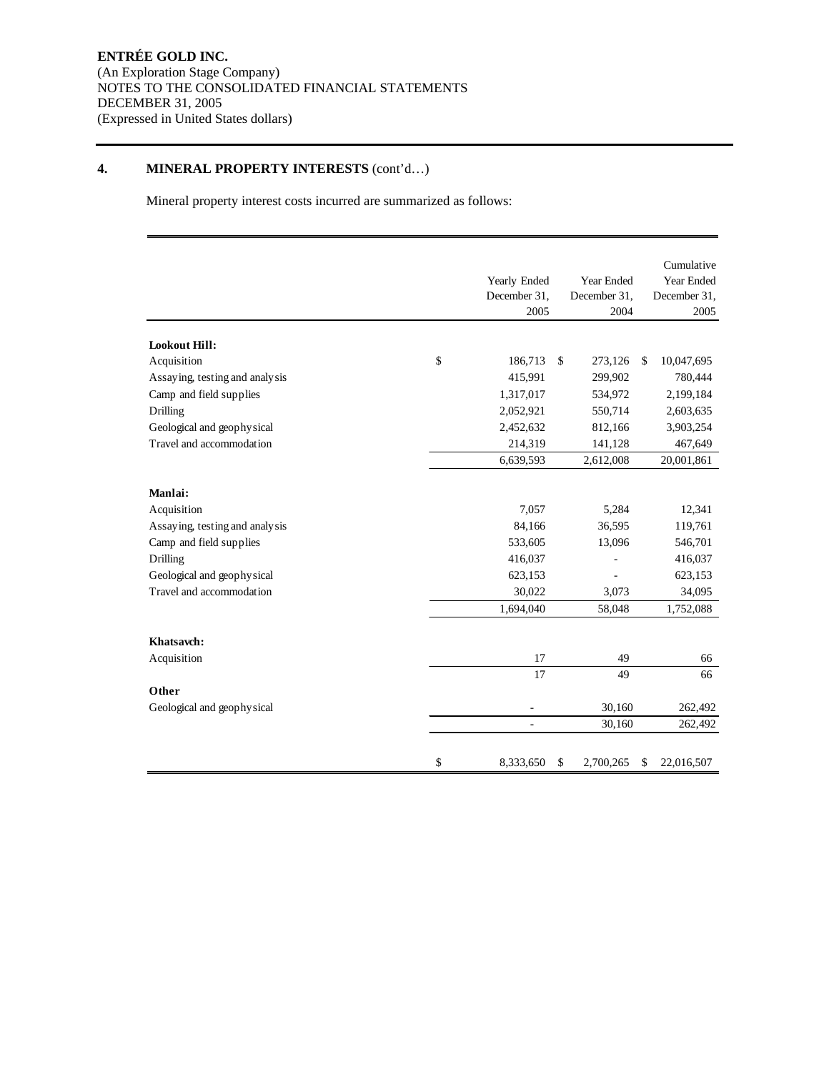**ENTRÉE GOLD INC.**
(An Exploration Stage Company)
NOTES TO THE CONSOLIDATED FINANCIAL STATEMENTS
DECEMBER 31, 2005
(Expressed in United States dollars)

## 4. MINERAL PROPERTY INTERESTS (cont'd…)

Mineral property interest costs incurred are summarized as follows:

| | Yearly Ended December 31, 2005 | Year Ended December 31, 2004 | Cumulative Year Ended December 31, 2005 |
|---|---|---|---|
| **Lookout Hill:** | | | |
| Acquisition | $ 186,713 | $ 273,126 | $ 10,047,695 |
| Assaying, testing and analysis | 415,991 | 299,902 | 780,444 |
| Camp and field supplies | 1,317,017 | 534,972 | 2,199,184 |
| Drilling | 2,052,921 | 550,714 | 2,603,635 |
| Geological and geophysical | 2,452,632 | 812,166 | 3,903,254 |
| Travel and accommodation | 214,319 | 141,128 | 467,649 |
| | 6,639,593 | 2,612,008 | 20,001,861 |
| **Manlai:** | | | |
| Acquisition | 7,057 | 5,284 | 12,341 |
| Assaying, testing and analysis | 84,166 | 36,595 | 119,761 |
| Camp and field supplies | 533,605 | 13,096 | 546,701 |
| Drilling | 416,037 | - | 416,037 |
| Geological and geophysical | 623,153 | - | 623,153 |
| Travel and accommodation | 30,022 | 3,073 | 34,095 |
| | 1,694,040 | 58,048 | 1,752,088 |
| **Khatsavch:** | | | |
| Acquisition | 17 | 49 | 66 |
| | 17 | 49 | 66 |
| **Other** | | | |
| Geological and geophysical | - | 30,160 | 262,492 |
| | - | 30,160 | 262,492 |
| | $ 8,333,650 | $ 2,700,265 | $ 22,016,507 |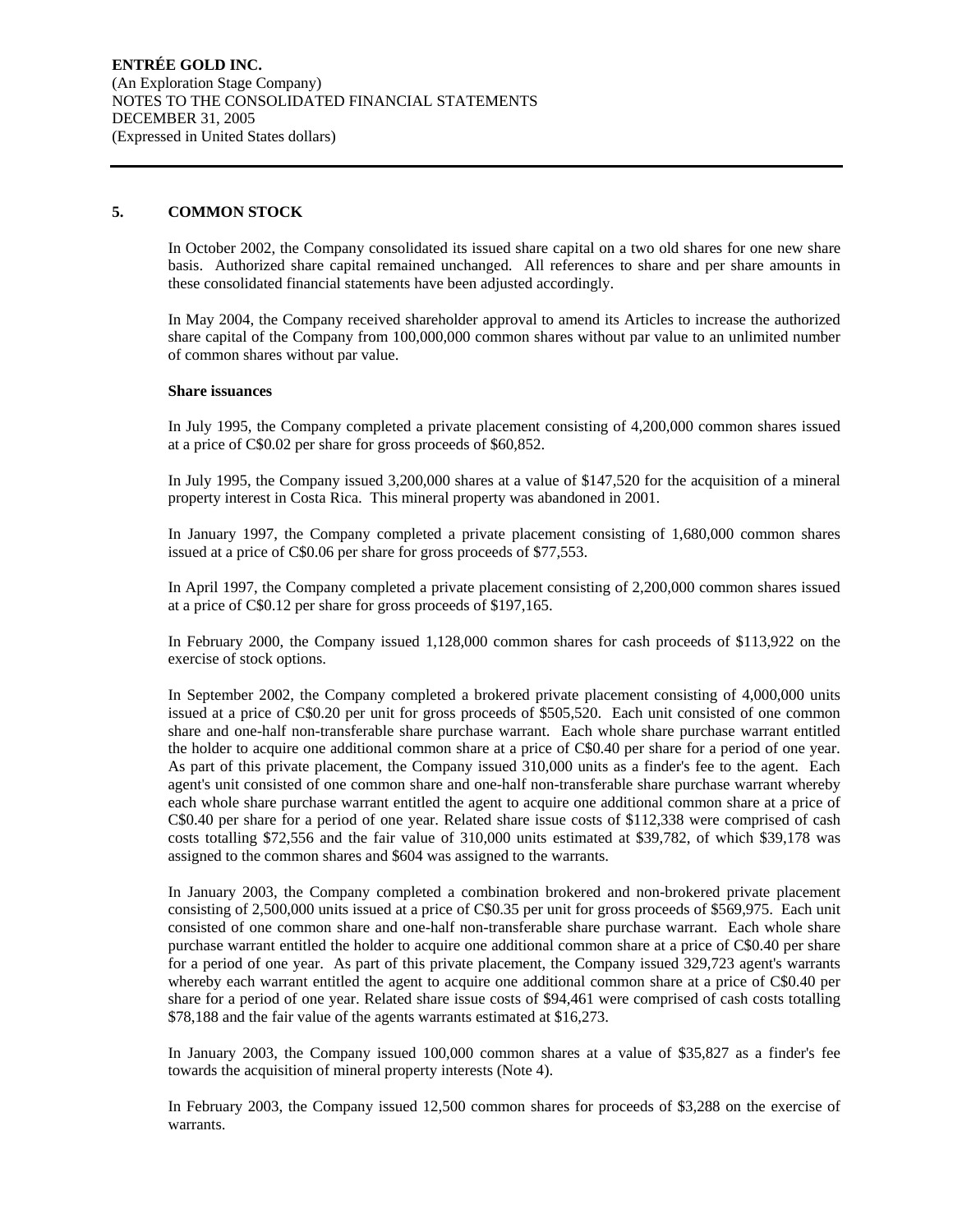## 5. COMMON STOCK

In October 2002, the Company consolidated its issued share capital on a two old shares for one new share basis. Authorized share capital remained unchanged. All references to share and per share amounts in these consolidated financial statements have been adjusted accordingly.

In May 2004, the Company received shareholder approval to amend its Articles to increase the authorized share capital of the Company from 100,000,000 common shares without par value to an unlimited number of common shares without par value.

**Share issuances**

In July 1995, the Company completed a private placement consisting of 4,200,000 common shares issued at a price of C$0.02 per share for gross proceeds of $60,852.

In July 1995, the Company issued 3,200,000 shares at a value of $147,520 for the acquisition of a mineral property interest in Costa Rica. This mineral property was abandoned in 2001.

In January 1997, the Company completed a private placement consisting of 1,680,000 common shares issued at a price of C$0.06 per share for gross proceeds of $77,553.

In April 1997, the Company completed a private placement consisting of 2,200,000 common shares issued at a price of C$0.12 per share for gross proceeds of $197,165.

In February 2000, the Company issued 1,128,000 common shares for cash proceeds of $113,922 on the exercise of stock options.

In September 2002, the Company completed a brokered private placement consisting of 4,000,000 units issued at a price of C$0.20 per unit for gross proceeds of $505,520. Each unit consisted of one common share and one-half non-transferable share purchase warrant. Each whole share purchase warrant entitled the holder to acquire one additional common share at a price of C$0.40 per share for a period of one year. As part of this private placement, the Company issued 310,000 units as a finder's fee to the agent. Each agent's unit consisted of one common share and one-half non-transferable share purchase warrant whereby each whole share purchase warrant entitled the agent to acquire one additional common share at a price of C$0.40 per share for a period of one year. Related share issue costs of $112,338 were comprised of cash costs totalling $72,556 and the fair value of 310,000 units estimated at $39,782, of which $39,178 was assigned to the common shares and $604 was assigned to the warrants.

In January 2003, the Company completed a combination brokered and non-brokered private placement consisting of 2,500,000 units issued at a price of C$0.35 per unit for gross proceeds of $569,975. Each unit consisted of one common share and one-half non-transferable share purchase warrant. Each whole share purchase warrant entitled the holder to acquire one additional common share at a price of C$0.40 per share for a period of one year. As part of this private placement, the Company issued 329,723 agent's warrants whereby each warrant entitled the agent to acquire one additional common share at a price of C$0.40 per share for a period of one year. Related share issue costs of $94,461 were comprised of cash costs totalling $78,188 and the fair value of the agents warrants estimated at $16,273.

In January 2003, the Company issued 100,000 common shares at a value of $35,827 as a finder's fee towards the acquisition of mineral property interests (Note 4).

In February 2003, the Company issued 12,500 common shares for proceeds of $3,288 on the exercise of warrants.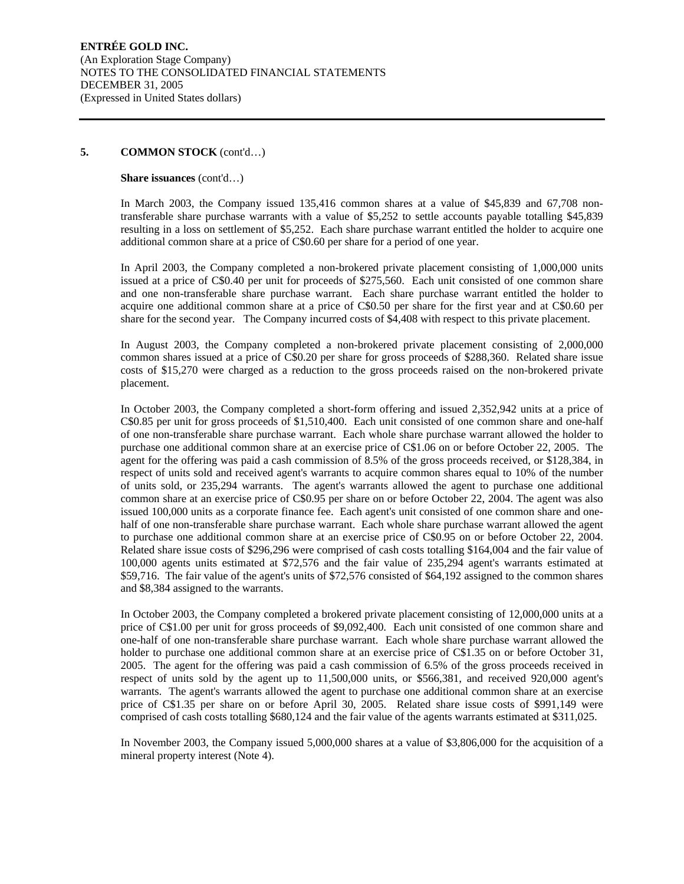## 5. COMMON STOCK (cont'd…)

**Share issuances** (cont'd…)

In March 2003, the Company issued 135,416 common shares at a value of $45,839 and 67,708 non-transferable share purchase warrants with a value of $5,252 to settle accounts payable totalling $45,839 resulting in a loss on settlement of $5,252. Each share purchase warrant entitled the holder to acquire one additional common share at a price of C$0.60 per share for a period of one year.

In April 2003, the Company completed a non-brokered private placement consisting of 1,000,000 units issued at a price of C$0.40 per unit for proceeds of $275,560. Each unit consisted of one common share and one non-transferable share purchase warrant. Each share purchase warrant entitled the holder to acquire one additional common share at a price of C$0.50 per share for the first year and at C$0.60 per share for the second year. The Company incurred costs of $4,408 with respect to this private placement.

In August 2003, the Company completed a non-brokered private placement consisting of 2,000,000 common shares issued at a price of C$0.20 per share for gross proceeds of $288,360. Related share issue costs of $15,270 were charged as a reduction to the gross proceeds raised on the non-brokered private placement.

In October 2003, the Company completed a short-form offering and issued 2,352,942 units at a price of C$0.85 per unit for gross proceeds of $1,510,400. Each unit consisted of one common share and one-half of one non-transferable share purchase warrant. Each whole share purchase warrant allowed the holder to purchase one additional common share at an exercise price of C$1.06 on or before October 22, 2005. The agent for the offering was paid a cash commission of 8.5% of the gross proceeds received, or $128,384, in respect of units sold and received agent's warrants to acquire common shares equal to 10% of the number of units sold, or 235,294 warrants. The agent's warrants allowed the agent to purchase one additional common share at an exercise price of C$0.95 per share on or before October 22, 2004. The agent was also issued 100,000 units as a corporate finance fee. Each agent's unit consisted of one common share and one-half of one non-transferable share purchase warrant. Each whole share purchase warrant allowed the agent to purchase one additional common share at an exercise price of C$0.95 on or before October 22, 2004. Related share issue costs of $296,296 were comprised of cash costs totalling $164,004 and the fair value of 100,000 agents units estimated at $72,576 and the fair value of 235,294 agent's warrants estimated at $59,716. The fair value of the agent's units of $72,576 consisted of $64,192 assigned to the common shares and $8,384 assigned to the warrants.

In October 2003, the Company completed a brokered private placement consisting of 12,000,000 units at a price of C$1.00 per unit for gross proceeds of $9,092,400. Each unit consisted of one common share and one-half of one non-transferable share purchase warrant. Each whole share purchase warrant allowed the holder to purchase one additional common share at an exercise price of C$1.35 on or before October 31, 2005. The agent for the offering was paid a cash commission of 6.5% of the gross proceeds received in respect of units sold by the agent up to 11,500,000 units, or $566,381, and received 920,000 agent's warrants. The agent's warrants allowed the agent to purchase one additional common share at an exercise price of C$1.35 per share on or before April 30, 2005. Related share issue costs of $991,149 were comprised of cash costs totalling $680,124 and the fair value of the agents warrants estimated at $311,025.

In November 2003, the Company issued 5,000,000 shares at a value of $3,806,000 for the acquisition of a mineral property interest (Note 4).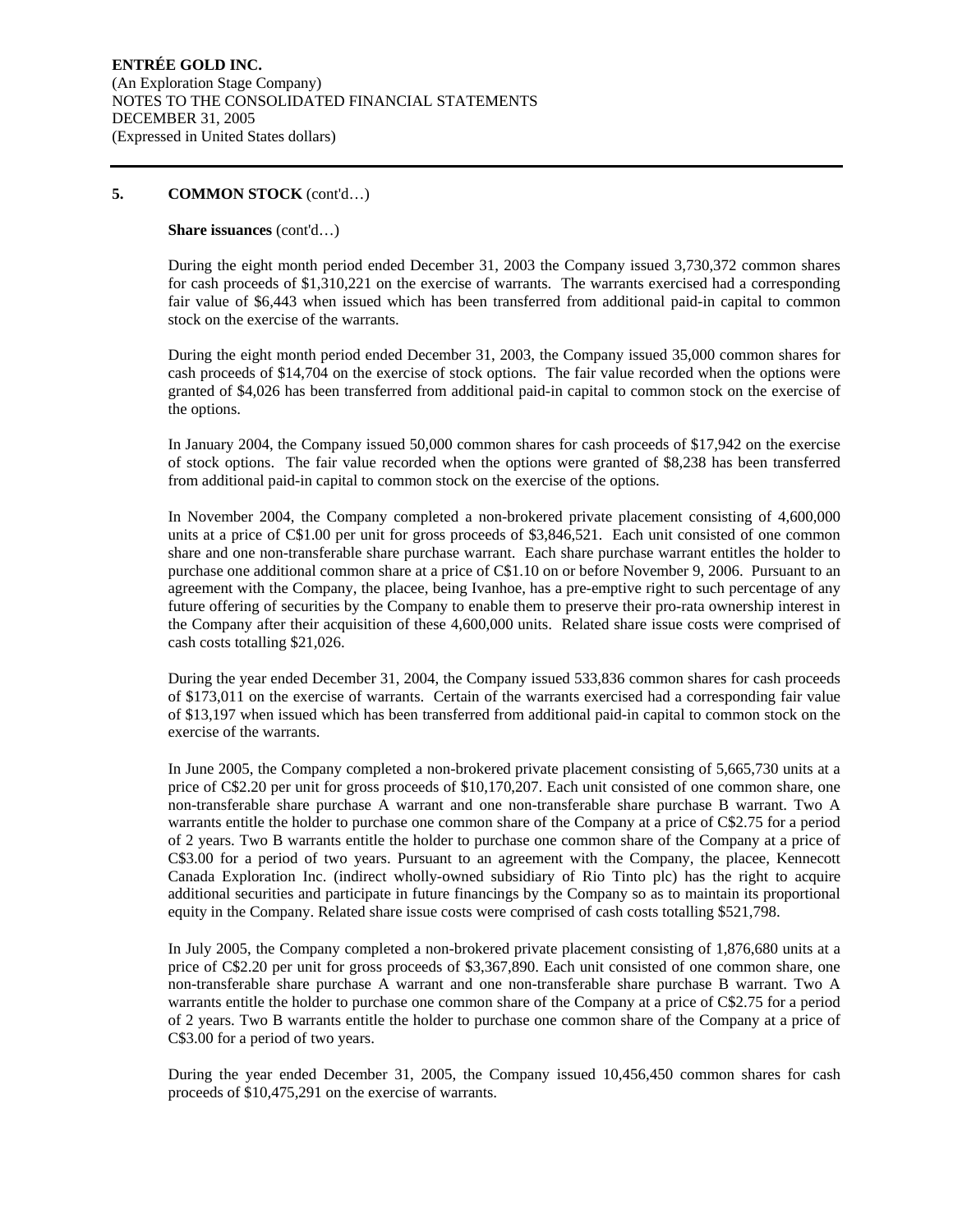## 5. COMMON STOCK (cont'd…)

**Share issuances** (cont'd…)

During the eight month period ended December 31, 2003 the Company issued 3,730,372 common shares for cash proceeds of $1,310,221 on the exercise of warrants. The warrants exercised had a corresponding fair value of $6,443 when issued which has been transferred from additional paid-in capital to common stock on the exercise of the warrants.

During the eight month period ended December 31, 2003, the Company issued 35,000 common shares for cash proceeds of $14,704 on the exercise of stock options. The fair value recorded when the options were granted of $4,026 has been transferred from additional paid-in capital to common stock on the exercise of the options.

In January 2004, the Company issued 50,000 common shares for cash proceeds of $17,942 on the exercise of stock options. The fair value recorded when the options were granted of $8,238 has been transferred from additional paid-in capital to common stock on the exercise of the options.

In November 2004, the Company completed a non-brokered private placement consisting of 4,600,000 units at a price of C$1.00 per unit for gross proceeds of $3,846,521. Each unit consisted of one common share and one non-transferable share purchase warrant. Each share purchase warrant entitles the holder to purchase one additional common share at a price of C$1.10 on or before November 9, 2006. Pursuant to an agreement with the Company, the placee, being Ivanhoe, has a pre-emptive right to such percentage of any future offering of securities by the Company to enable them to preserve their pro-rata ownership interest in the Company after their acquisition of these 4,600,000 units. Related share issue costs were comprised of cash costs totalling $21,026.

During the year ended December 31, 2004, the Company issued 533,836 common shares for cash proceeds of $173,011 on the exercise of warrants. Certain of the warrants exercised had a corresponding fair value of $13,197 when issued which has been transferred from additional paid-in capital to common stock on the exercise of the warrants.

In June 2005, the Company completed a non-brokered private placement consisting of 5,665,730 units at a price of C$2.20 per unit for gross proceeds of $10,170,207. Each unit consisted of one common share, one non-transferable share purchase A warrant and one non-transferable share purchase B warrant. Two A warrants entitle the holder to purchase one common share of the Company at a price of C$2.75 for a period of 2 years. Two B warrants entitle the holder to purchase one common share of the Company at a price of C$3.00 for a period of two years. Pursuant to an agreement with the Company, the placee, Kennecott Canada Exploration Inc. (indirect wholly-owned subsidiary of Rio Tinto plc) has the right to acquire additional securities and participate in future financings by the Company so as to maintain its proportional equity in the Company. Related share issue costs were comprised of cash costs totalling $521,798.

In July 2005, the Company completed a non-brokered private placement consisting of 1,876,680 units at a price of C$2.20 per unit for gross proceeds of $3,367,890. Each unit consisted of one common share, one non-transferable share purchase A warrant and one non-transferable share purchase B warrant. Two A warrants entitle the holder to purchase one common share of the Company at a price of C$2.75 for a period of 2 years. Two B warrants entitle the holder to purchase one common share of the Company at a price of C$3.00 for a period of two years.

During the year ended December 31, 2005, the Company issued 10,456,450 common shares for cash proceeds of $10,475,291 on the exercise of warrants.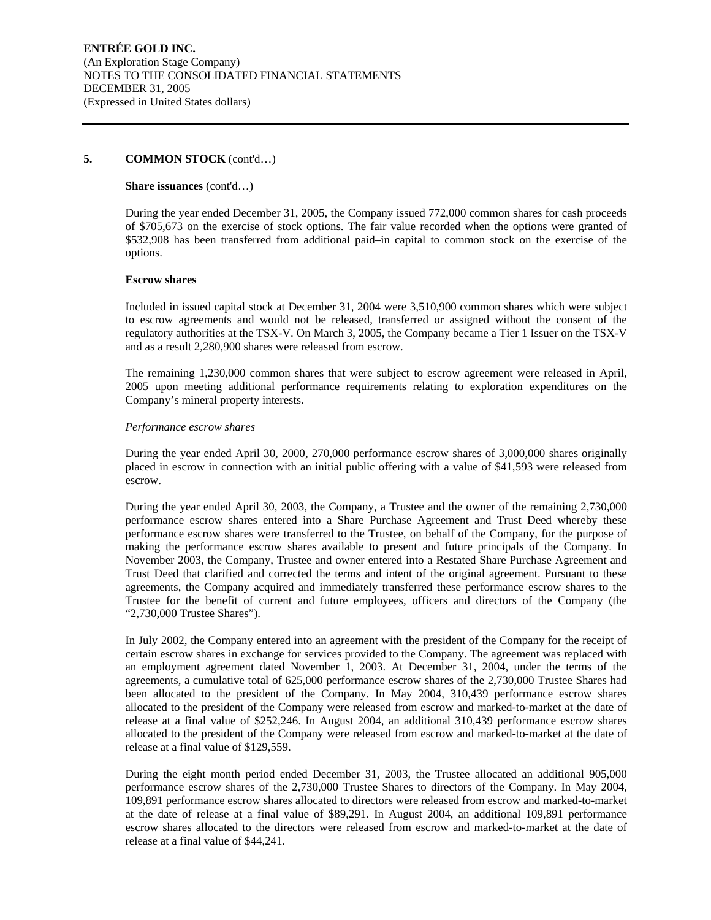## 5. COMMON STOCK (cont'd…)

**Share issuances** (cont'd…)

During the year ended December 31, 2005, the Company issued 772,000 common shares for cash proceeds of $705,673 on the exercise of stock options. The fair value recorded when the options were granted of $532,908 has been transferred from additional paid–in capital to common stock on the exercise of the options.

**Escrow shares**

Included in issued capital stock at December 31, 2004 were 3,510,900 common shares which were subject to escrow agreements and would not be released, transferred or assigned without the consent of the regulatory authorities at the TSX-V. On March 3, 2005, the Company became a Tier 1 Issuer on the TSX-V and as a result 2,280,900 shares were released from escrow.

The remaining 1,230,000 common shares that were subject to escrow agreement were released in April, 2005 upon meeting additional performance requirements relating to exploration expenditures on the Company's mineral property interests.

*Performance escrow shares*

During the year ended April 30, 2000, 270,000 performance escrow shares of 3,000,000 shares originally placed in escrow in connection with an initial public offering with a value of $41,593 were released from escrow.

During the year ended April 30, 2003, the Company, a Trustee and the owner of the remaining 2,730,000 performance escrow shares entered into a Share Purchase Agreement and Trust Deed whereby these performance escrow shares were transferred to the Trustee, on behalf of the Company, for the purpose of making the performance escrow shares available to present and future principals of the Company. In November 2003, the Company, Trustee and owner entered into a Restated Share Purchase Agreement and Trust Deed that clarified and corrected the terms and intent of the original agreement. Pursuant to these agreements, the Company acquired and immediately transferred these performance escrow shares to the Trustee for the benefit of current and future employees, officers and directors of the Company (the "2,730,000 Trustee Shares").

In July 2002, the Company entered into an agreement with the president of the Company for the receipt of certain escrow shares in exchange for services provided to the Company. The agreement was replaced with an employment agreement dated November 1, 2003. At December 31, 2004, under the terms of the agreements, a cumulative total of 625,000 performance escrow shares of the 2,730,000 Trustee Shares had been allocated to the president of the Company. In May 2004, 310,439 performance escrow shares allocated to the president of the Company were released from escrow and marked-to-market at the date of release at a final value of $252,246. In August 2004, an additional 310,439 performance escrow shares allocated to the president of the Company were released from escrow and marked-to-market at the date of release at a final value of $129,559.

During the eight month period ended December 31, 2003, the Trustee allocated an additional 905,000 performance escrow shares of the 2,730,000 Trustee Shares to directors of the Company. In May 2004, 109,891 performance escrow shares allocated to directors were released from escrow and marked-to-market at the date of release at a final value of $89,291. In August 2004, an additional 109,891 performance escrow shares allocated to the directors were released from escrow and marked-to-market at the date of release at a final value of $44,241.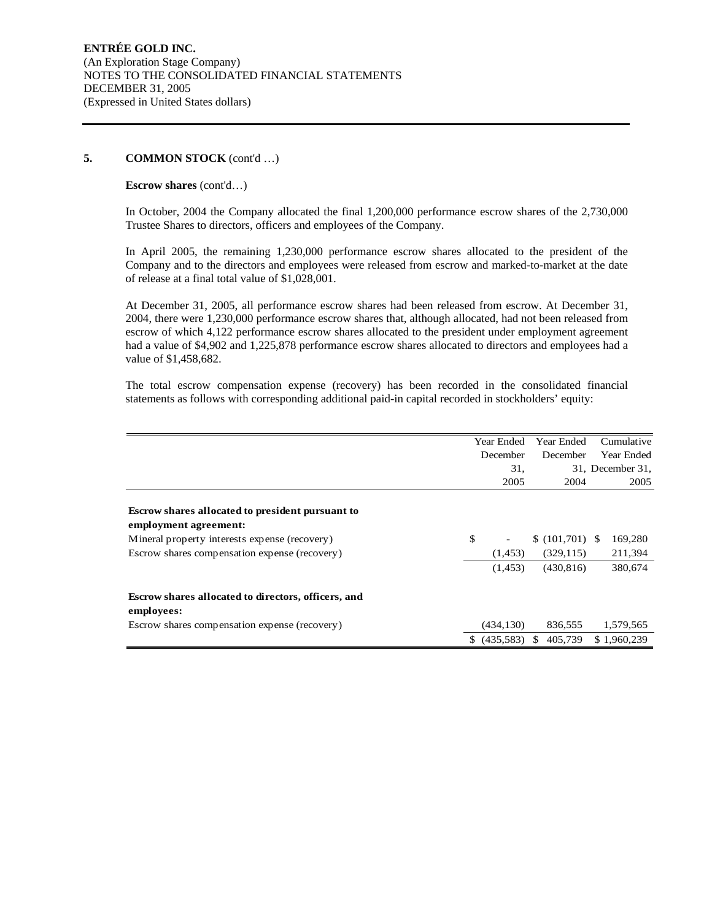**ENTRÉE GOLD INC.**
(An Exploration Stage Company)
NOTES TO THE CONSOLIDATED FINANCIAL STATEMENTS
DECEMBER 31, 2005
(Expressed in United States dollars)

## 5. COMMON STOCK (cont'd …)

**Escrow shares** (cont'd…)

In October, 2004 the Company allocated the final 1,200,000 performance escrow shares of the 2,730,000 Trustee Shares to directors, officers and employees of the Company.

In April 2005, the remaining 1,230,000 performance escrow shares allocated to the president of the Company and to the directors and employees were released from escrow and marked-to-market at the date of release at a final total value of $1,028,001.

At December 31, 2005, all performance escrow shares had been released from escrow. At December 31, 2004, there were 1,230,000 performance escrow shares that, although allocated, had not been released from escrow of which 4,122 performance escrow shares allocated to the president under employment agreement had a value of $4,902 and 1,225,878 performance escrow shares allocated to directors and employees had a value of $1,458,682.

The total escrow compensation expense (recovery) has been recorded in the consolidated financial statements as follows with corresponding additional paid-in capital recorded in stockholders' equity:

| | Year Ended December 31, 2005 | Year Ended December 31, 2004 | Cumulative Year Ended December 31, 2005 |
|---|---|---|---|
| **Escrow shares allocated to president pursuant to employment agreement:** | | | |
| Mineral property interests expense (recovery) | $ - | $ (101,701) | $ 169,280 |
| Escrow shares compensation expense (recovery) | (1,453) | (329,115) | 211,394 |
| | (1,453) | (430,816) | 380,674 |
| **Escrow shares allocated to directors, officers, and employees:** | | | |
| Escrow shares compensation expense (recovery) | (434,130) | 836,555 | 1,579,565 |
| | $ (435,583) | $ 405,739 | $ 1,960,239 |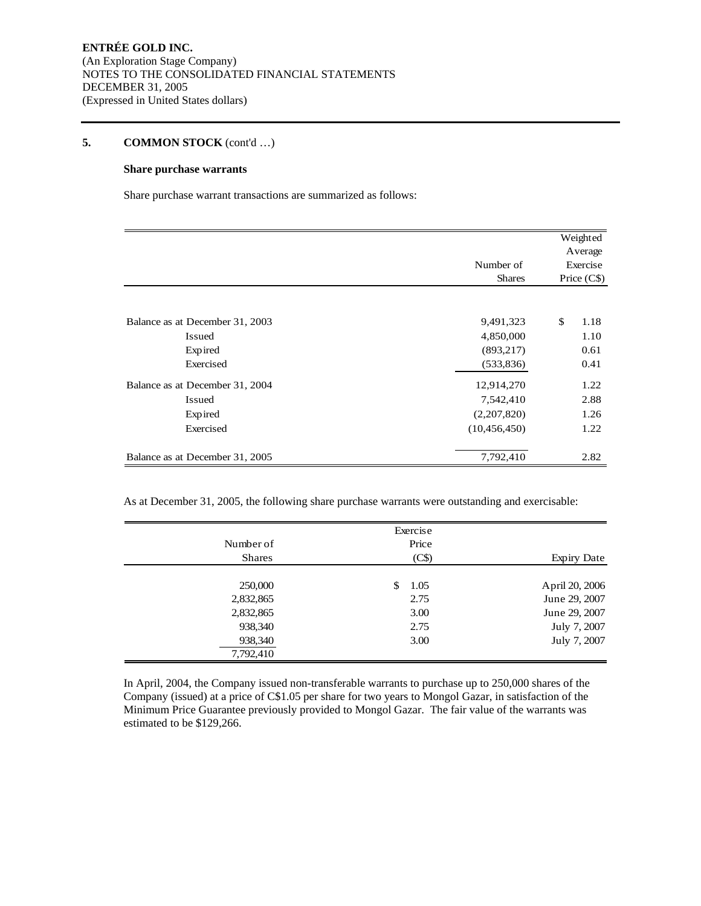ENTRÉE GOLD INC.
(An Exploration Stage Company)
NOTES TO THE CONSOLIDATED FINANCIAL STATEMENTS
DECEMBER 31, 2005
(Expressed in United States dollars)

## 5. COMMON STOCK (cont'd …)

### Share purchase warrants

Share purchase warrant transactions are summarized as follows:

| | Number of Shares | Weighted Average Exercise Price (C$) |
|---|---|---|
| Balance as at December 31, 2003 | 9,491,323 | $ 1.18 |
| Issued | 4,850,000 | 1.10 |
| Expired | (893,217) | 0.61 |
| Exercised | (533,836) | 0.41 |
| Balance as at December 31, 2004 | 12,914,270 | 1.22 |
| Issued | 7,542,410 | 2.88 |
| Expired | (2,207,820) | 1.26 |
| Exercised | (10,456,450) | 1.22 |
| Balance as at December 31, 2005 | 7,792,410 | 2.82 |

As at December 31, 2005, the following share purchase warrants were outstanding and exercisable:

| Number of Shares | Exercise Price (C$) | Expiry Date |
|---|---|---|
| 250,000 | $ 1.05 | April 20, 2006 |
| 2,832,865 | 2.75 | June 29, 2007 |
| 2,832,865 | 3.00 | June 29, 2007 |
| 938,340 | 2.75 | July 7, 2007 |
| 938,340 | 3.00 | July 7, 2007 |
| 7,792,410 | | |

In April, 2004, the Company issued non-transferable warrants to purchase up to 250,000 shares of the Company (issued) at a price of C$1.05 per share for two years to Mongol Gazar, in satisfaction of the Minimum Price Guarantee previously provided to Mongol Gazar. The fair value of the warrants was estimated to be $129,266.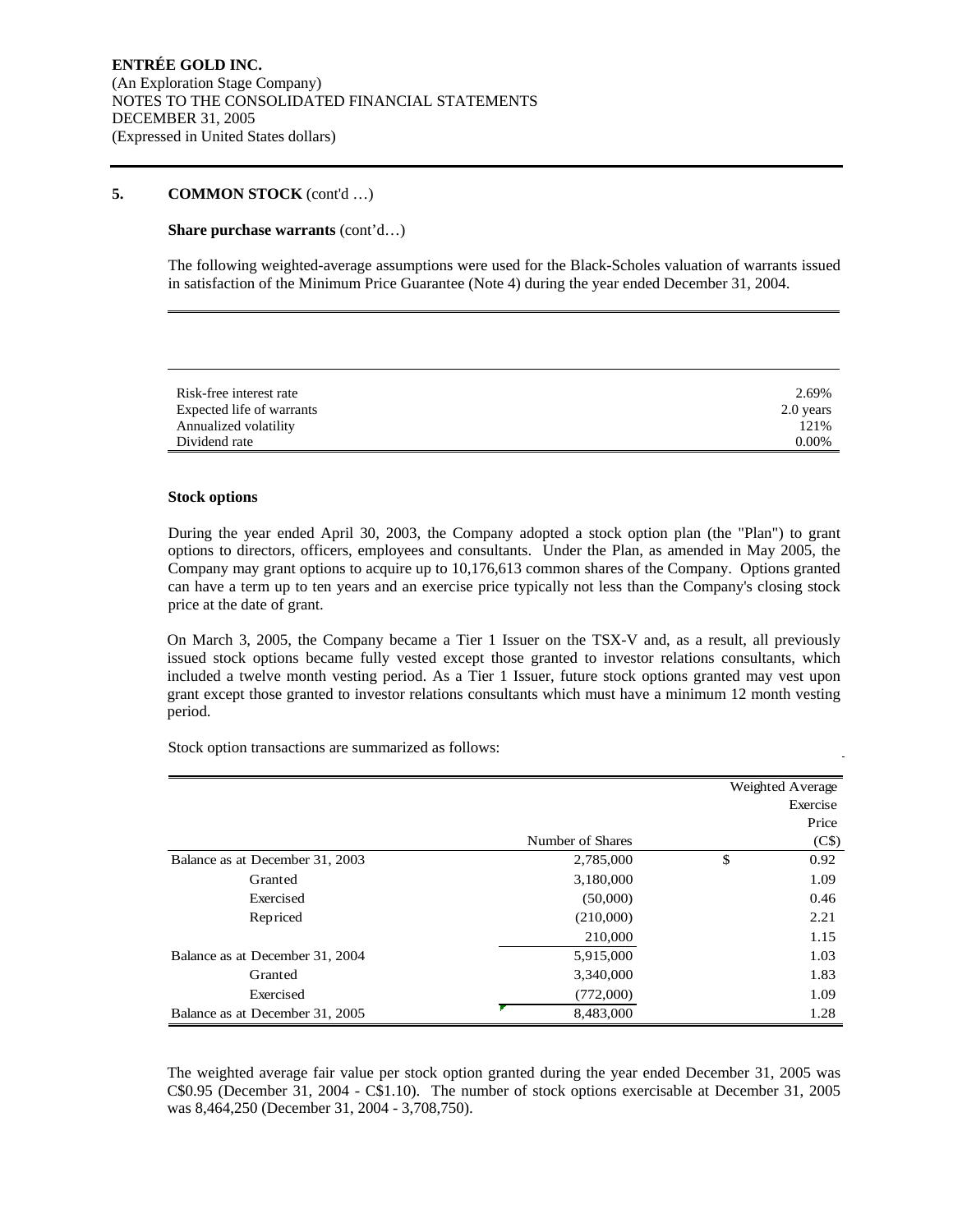## 5. COMMON STOCK (cont'd …)

**Share purchase warrants** (cont'd…)

The following weighted-average assumptions were used for the Black-Scholes valuation of warrants issued in satisfaction of the Minimum Price Guarantee (Note 4) during the year ended December 31, 2004.

| | |
|---|---|
| Risk-free interest rate | 2.69% |
| Expected life of warrants | 2.0 years |
| Annualized volatility | 121% |
| Dividend rate | 0.00% |

**Stock options**

During the year ended April 30, 2003, the Company adopted a stock option plan (the "Plan") to grant options to directors, officers, employees and consultants. Under the Plan, as amended in May 2005, the Company may grant options to acquire up to 10,176,613 common shares of the Company. Options granted can have a term up to ten years and an exercise price typically not less than the Company's closing stock price at the date of grant.

On March 3, 2005, the Company became a Tier 1 Issuer on the TSX-V and, as a result, all previously issued stock options became fully vested except those granted to investor relations consultants, which included a twelve month vesting period. As a Tier 1 Issuer, future stock options granted may vest upon grant except those granted to investor relations consultants which must have a minimum 12 month vesting period.

Stock option transactions are summarized as follows:

| | Number of Shares | Weighted Average Exercise Price (C$) |
|---|---|---|
| Balance as at December 31, 2003 | 2,785,000 | $ 0.92 |
| Granted | 3,180,000 | 1.09 |
| Exercised | (50,000) | 0.46 |
| Repriced | (210,000) | 2.21 |
| | 210,000 | 1.15 |
| Balance as at December 31, 2004 | 5,915,000 | 1.03 |
| Granted | 3,340,000 | 1.83 |
| Exercised | (772,000) | 1.09 |
| Balance as at December 31, 2005 | 8,483,000 | 1.28 |

The weighted average fair value per stock option granted during the year ended December 31, 2005 was C$0.95 (December 31, 2004 - C$1.10). The number of stock options exercisable at December 31, 2005 was 8,464,250 (December 31, 2004 - 3,708,750).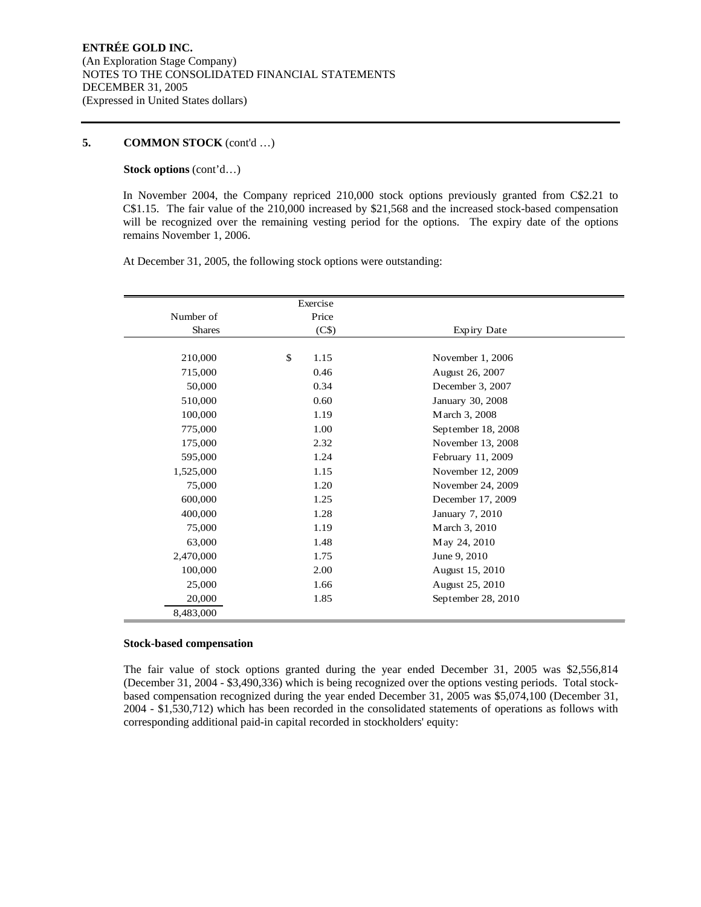**ENTRÉE GOLD INC.**
(An Exploration Stage Company)
NOTES TO THE CONSOLIDATED FINANCIAL STATEMENTS
DECEMBER 31, 2005
(Expressed in United States dollars)

## 5. COMMON STOCK (cont'd …)

**Stock options** (cont'd…)

In November 2004, the Company repriced 210,000 stock options previously granted from C$2.21 to C$1.15. The fair value of the 210,000 increased by $21,568 and the increased stock-based compensation will be recognized over the remaining vesting period for the options. The expiry date of the options remains November 1, 2006.

At December 31, 2005, the following stock options were outstanding:

| Number of Shares | Exercise Price (C$) | Expiry Date |
|---|---|---|
| 210,000 | $ 1.15 | November 1, 2006 |
| 715,000 | 0.46 | August 26, 2007 |
| 50,000 | 0.34 | December 3, 2007 |
| 510,000 | 0.60 | January 30, 2008 |
| 100,000 | 1.19 | March 3, 2008 |
| 775,000 | 1.00 | September 18, 2008 |
| 175,000 | 2.32 | November 13, 2008 |
| 595,000 | 1.24 | February 11, 2009 |
| 1,525,000 | 1.15 | November 12, 2009 |
| 75,000 | 1.20 | November 24, 2009 |
| 600,000 | 1.25 | December 17, 2009 |
| 400,000 | 1.28 | January 7, 2010 |
| 75,000 | 1.19 | March 3, 2010 |
| 63,000 | 1.48 | May 24, 2010 |
| 2,470,000 | 1.75 | June 9, 2010 |
| 100,000 | 2.00 | August 15, 2010 |
| 25,000 | 1.66 | August 25, 2010 |
| 20,000 | 1.85 | September 28, 2010 |
| 8,483,000 | | |

**Stock-based compensation**

The fair value of stock options granted during the year ended December 31, 2005 was $2,556,814 (December 31, 2004 - $3,490,336) which is being recognized over the options vesting periods. Total stock-based compensation recognized during the year ended December 31, 2005 was $5,074,100 (December 31, 2004 - $1,530,712) which has been recorded in the consolidated statements of operations as follows with corresponding additional paid-in capital recorded in stockholders' equity: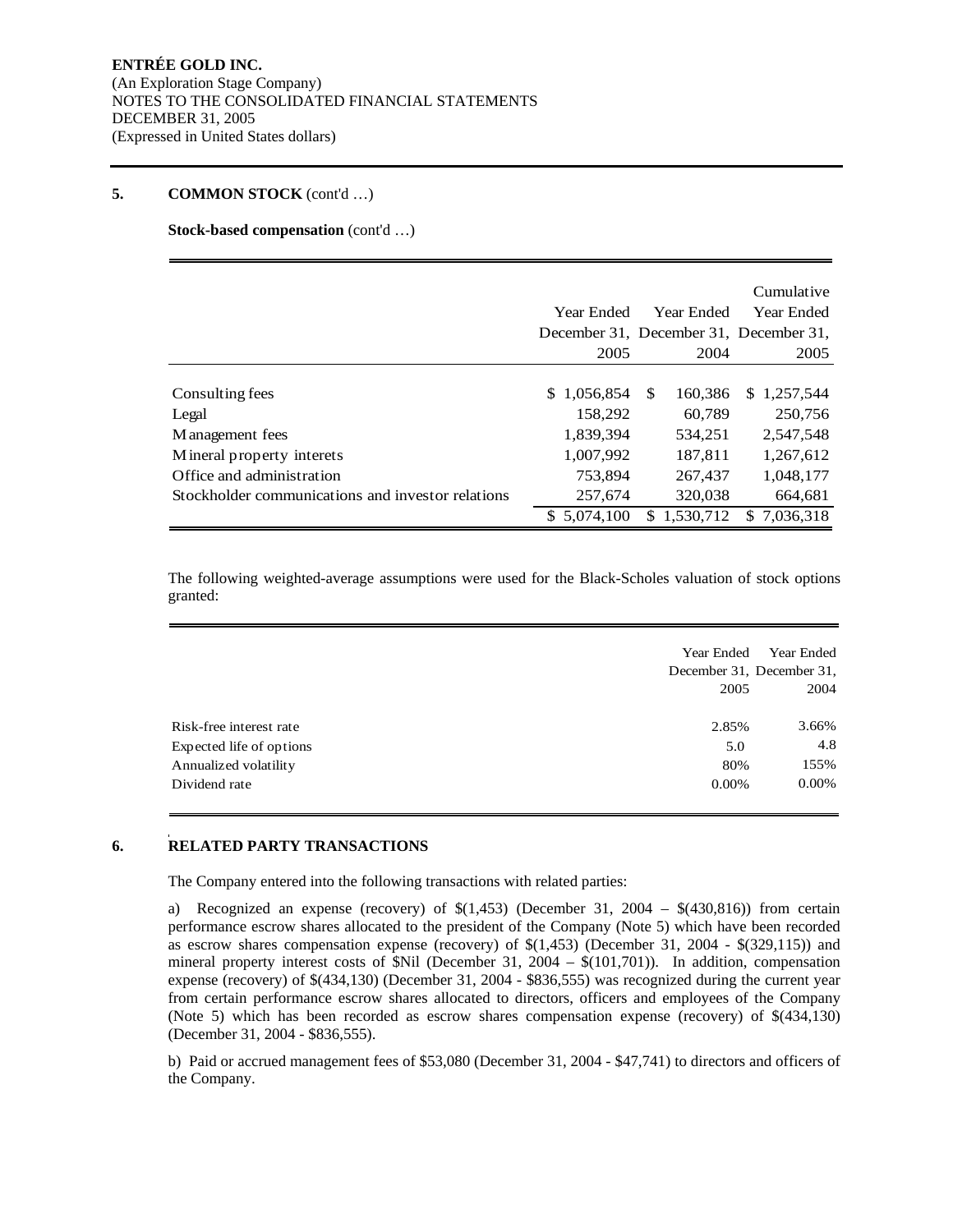**ENTRÉE GOLD INC.**
(An Exploration Stage Company)
NOTES TO THE CONSOLIDATED FINANCIAL STATEMENTS
DECEMBER 31, 2005
(Expressed in United States dollars)

## 5. COMMON STOCK (cont'd …)

**Stock-based compensation** (cont'd …)

| | Year Ended December 31, 2005 | Year Ended December 31, 2004 | Cumulative Year Ended December 31, 2005 |
|---|---|---|---|
| Consulting fees | $ 1,056,854 | $ 160,386 | $ 1,257,544 |
| Legal | 158,292 | 60,789 | 250,756 |
| Management fees | 1,839,394 | 534,251 | 2,547,548 |
| Mineral property interets | 1,007,992 | 187,811 | 1,267,612 |
| Office and administration | 753,894 | 267,437 | 1,048,177 |
| Stockholder communications and investor relations | 257,674 | 320,038 | 664,681 |
| | $ 5,074,100 | $ 1,530,712 | $ 7,036,318 |

The following weighted-average assumptions were used for the Black-Scholes valuation of stock options granted:

| | Year Ended December 31, 2005 | Year Ended December 31, 2004 |
|---|---|---|
| Risk-free interest rate | 2.85% | 3.66% |
| Expected life of options | 5.0 | 4.8 |
| Annualized volatility | 80% | 155% |
| Dividend rate | 0.00% | 0.00% |

## 6. RELATED PARTY TRANSACTIONS

The Company entered into the following transactions with related parties:

a) Recognized an expense (recovery) of $(1,453) (December 31, 2004 – $(430,816)) from certain performance escrow shares allocated to the president of the Company (Note 5) which have been recorded as escrow shares compensation expense (recovery) of $(1,453) (December 31, 2004 - $(329,115)) and mineral property interest costs of $Nil (December 31, 2004 – $(101,701)). In addition, compensation expense (recovery) of $(434,130) (December 31, 2004 - $836,555) was recognized during the current year from certain performance escrow shares allocated to directors, officers and employees of the Company (Note 5) which has been recorded as escrow shares compensation expense (recovery) of $(434,130) (December 31, 2004 - $836,555).

b) Paid or accrued management fees of $53,080 (December 31, 2004 - $47,741) to directors and officers of the Company.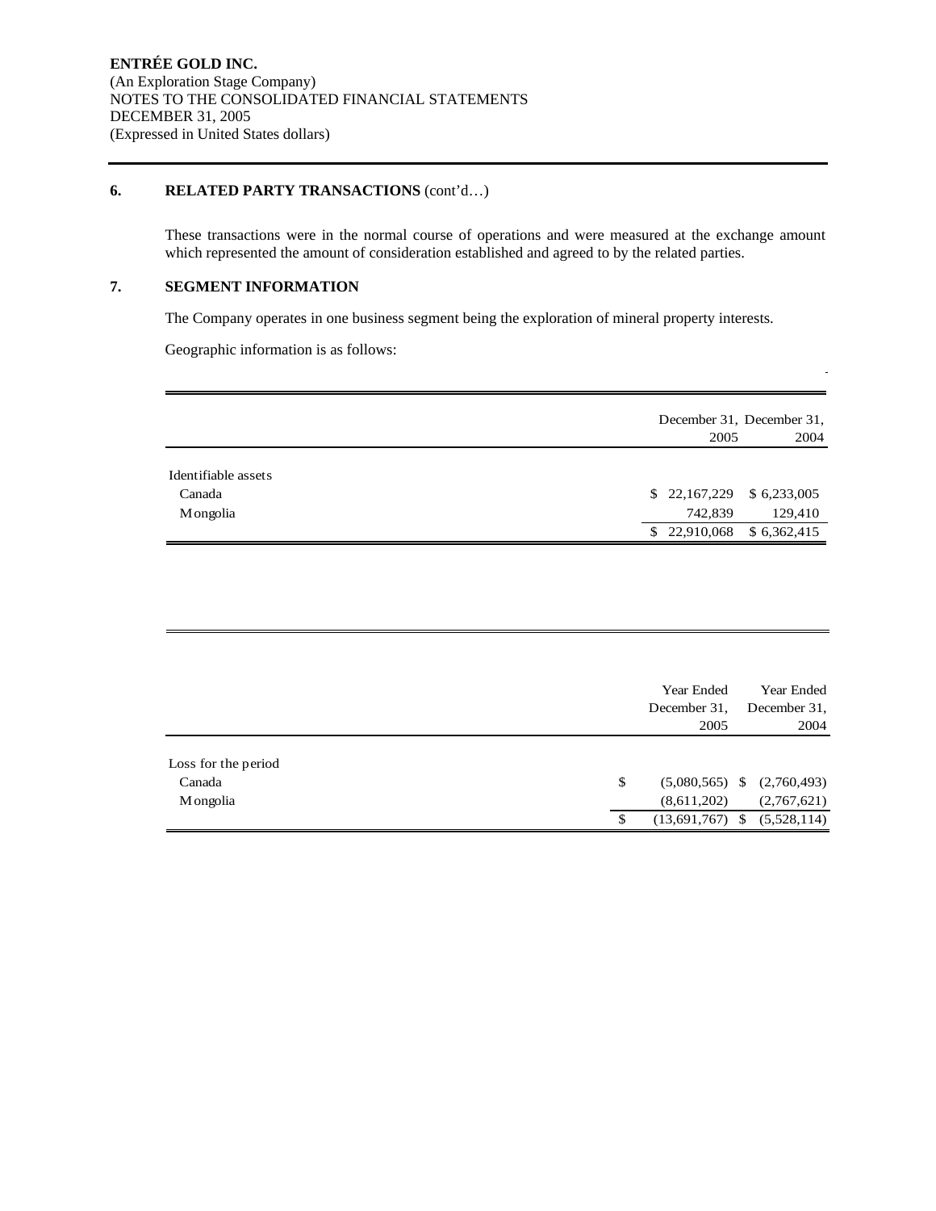ENTRÉE GOLD INC.
(An Exploration Stage Company)
NOTES TO THE CONSOLIDATED FINANCIAL STATEMENTS
DECEMBER 31, 2005
(Expressed in United States dollars)

## 6. RELATED PARTY TRANSACTIONS (cont'd…)

These transactions were in the normal course of operations and were measured at the exchange amount which represented the amount of consideration established and agreed to by the related parties.

## 7. SEGMENT INFORMATION

The Company operates in one business segment being the exploration of mineral property interests.

Geographic information is as follows:

| | December 31, 2005 | December 31, 2004 |
|---|---|---|
| Identifiable assets | | |
| Canada | $ 22,167,229 | $ 6,233,005 |
| Mongolia | 742,839 | 129,410 |
| | $ 22,910,068 | $ 6,362,415 |

| | Year Ended December 31, 2005 | Year Ended December 31, 2004 |
|---|---|---|
| Loss for the period | | |
| Canada | $ (5,080,565) | $ (2,760,493) |
| Mongolia | (8,611,202) | (2,767,621) |
| | $ (13,691,767) | $ (5,528,114) |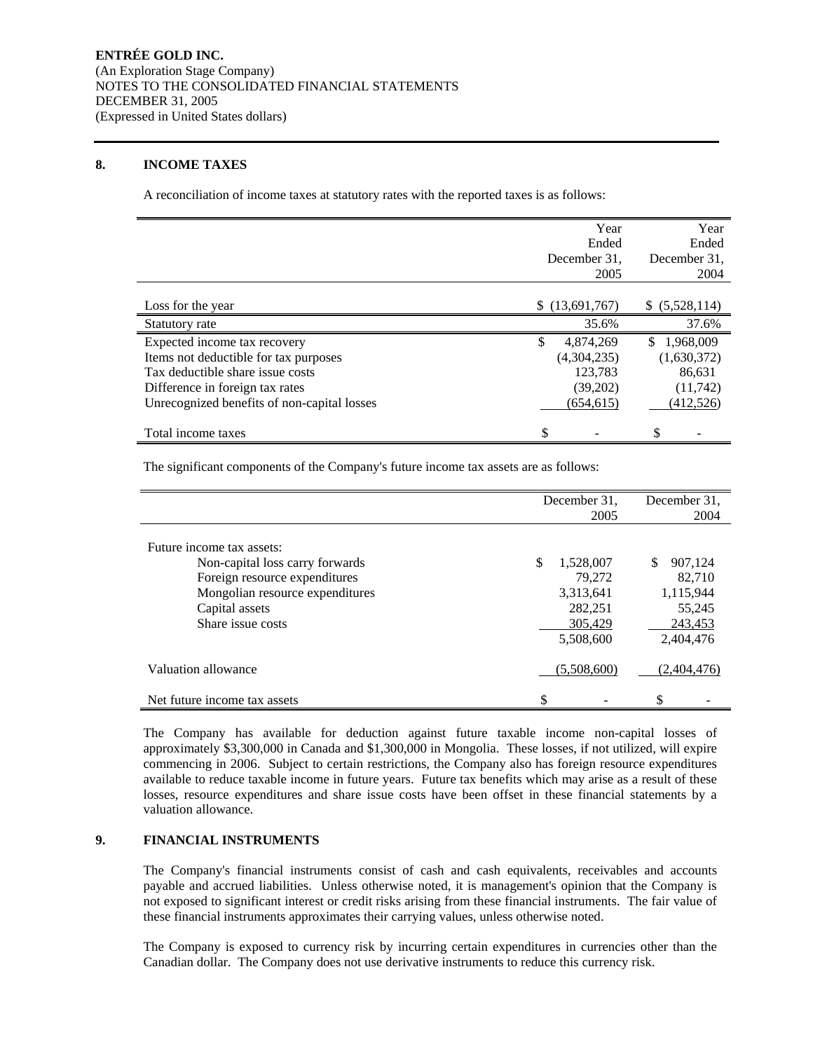**ENTRÉE GOLD INC.**
(An Exploration Stage Company)
NOTES TO THE CONSOLIDATED FINANCIAL STATEMENTS
DECEMBER 31, 2005
(Expressed in United States dollars)

## 8. INCOME TAXES

A reconciliation of income taxes at statutory rates with the reported taxes is as follows:

| | Year Ended December 31, 2005 | Year Ended December 31, 2004 |
|---|---|---|
| Loss for the year | $ (13,691,767) | $ (5,528,114) |
| Statutory rate | 35.6% | 37.6% |
| Expected income tax recovery | $ 4,874,269 | $ 1,968,009 |
| Items not deductible for tax purposes | (4,304,235) | (1,630,372) |
| Tax deductible share issue costs | 123,783 | 86,631 |
| Difference in foreign tax rates | (39,202) | (11,742) |
| Unrecognized benefits of non-capital losses | (654,615) | (412,526) |
| Total income taxes | $ - | $ - |

The significant components of the Company's future income tax assets are as follows:

| | December 31, 2005 | December 31, 2004 |
|---|---|---|
| Future income tax assets: | | |
| Non-capital loss carry forwards | $ 1,528,007 | $ 907,124 |
| Foreign resource expenditures | 79,272 | 82,710 |
| Mongolian resource expenditures | 3,313,641 | 1,115,944 |
| Capital assets | 282,251 | 55,245 |
| Share issue costs | 305,429 | 243,453 |
| | 5,508,600 | 2,404,476 |
| Valuation allowance | (5,508,600) | (2,404,476) |
| Net future income tax assets | $ - | $ - |

The Company has available for deduction against future taxable income non-capital losses of approximately $3,300,000 in Canada and $1,300,000 in Mongolia. These losses, if not utilized, will expire commencing in 2006. Subject to certain restrictions, the Company also has foreign resource expenditures available to reduce taxable income in future years. Future tax benefits which may arise as a result of these losses, resource expenditures and share issue costs have been offset in these financial statements by a valuation allowance.

## 9. FINANCIAL INSTRUMENTS

The Company's financial instruments consist of cash and cash equivalents, receivables and accounts payable and accrued liabilities. Unless otherwise noted, it is management's opinion that the Company is not exposed to significant interest or credit risks arising from these financial instruments. The fair value of these financial instruments approximates their carrying values, unless otherwise noted.

The Company is exposed to currency risk by incurring certain expenditures in currencies other than the Canadian dollar. The Company does not use derivative instruments to reduce this currency risk.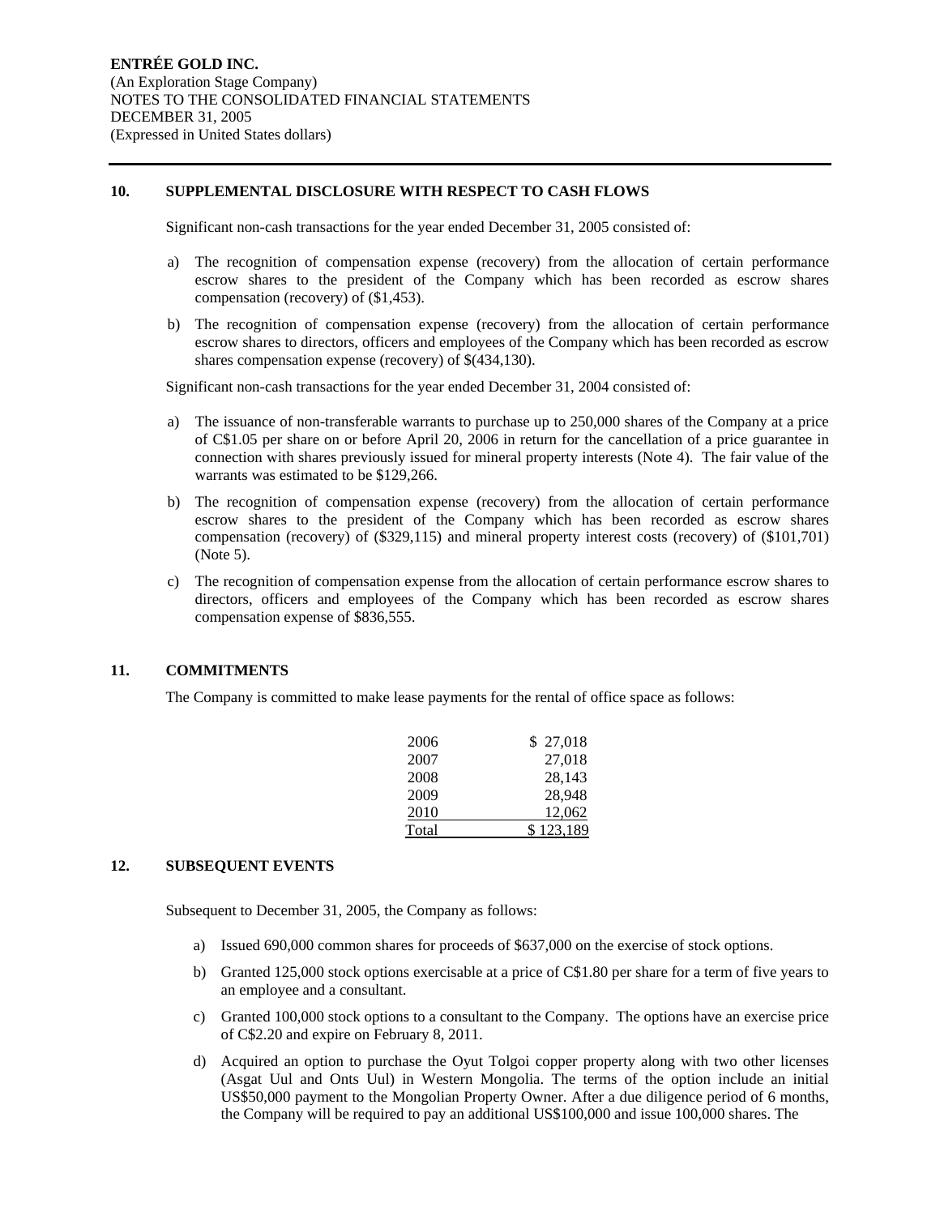**ENTRÉE GOLD INC.**
(An Exploration Stage Company)
NOTES TO THE CONSOLIDATED FINANCIAL STATEMENTS
DECEMBER 31, 2005
(Expressed in United States dollars)

## 10. SUPPLEMENTAL DISCLOSURE WITH RESPECT TO CASH FLOWS

Significant non-cash transactions for the year ended December 31, 2005 consisted of:

a) The recognition of compensation expense (recovery) from the allocation of certain performance escrow shares to the president of the Company which has been recorded as escrow shares compensation (recovery) of ($1,453).

b) The recognition of compensation expense (recovery) from the allocation of certain performance escrow shares to directors, officers and employees of the Company which has been recorded as escrow shares compensation expense (recovery) of $(434,130).

Significant non-cash transactions for the year ended December 31, 2004 consisted of:

a) The issuance of non-transferable warrants to purchase up to 250,000 shares of the Company at a price of C$1.05 per share on or before April 20, 2006 in return for the cancellation of a price guarantee in connection with shares previously issued for mineral property interests (Note 4). The fair value of the warrants was estimated to be $129,266.

b) The recognition of compensation expense (recovery) from the allocation of certain performance escrow shares to the president of the Company which has been recorded as escrow shares compensation (recovery) of ($329,115) and mineral property interest costs (recovery) of ($101,701) (Note 5).

c) The recognition of compensation expense from the allocation of certain performance escrow shares to directors, officers and employees of the Company which has been recorded as escrow shares compensation expense of $836,555.

## 11. COMMITMENTS

The Company is committed to make lease payments for the rental of office space as follows:

| | |
|---|---|
| 2006 | $ 27,018 |
| 2007 | 27,018 |
| 2008 | 28,143 |
| 2009 | 28,948 |
| 2010 | 12,062 |
| Total | $ 123,189 |

## 12. SUBSEQUENT EVENTS

Subsequent to December 31, 2005, the Company as follows:

a) Issued 690,000 common shares for proceeds of $637,000 on the exercise of stock options.

b) Granted 125,000 stock options exercisable at a price of C$1.80 per share for a term of five years to an employee and a consultant.

c) Granted 100,000 stock options to a consultant to the Company. The options have an exercise price of C$2.20 and expire on February 8, 2011.

d) Acquired an option to purchase the Oyut Tolgoi copper property along with two other licenses (Asgat Uul and Onts Uul) in Western Mongolia. The terms of the option include an initial US$50,000 payment to the Mongolian Property Owner. After a due diligence period of 6 months, the Company will be required to pay an additional US$100,000 and issue 100,000 shares. The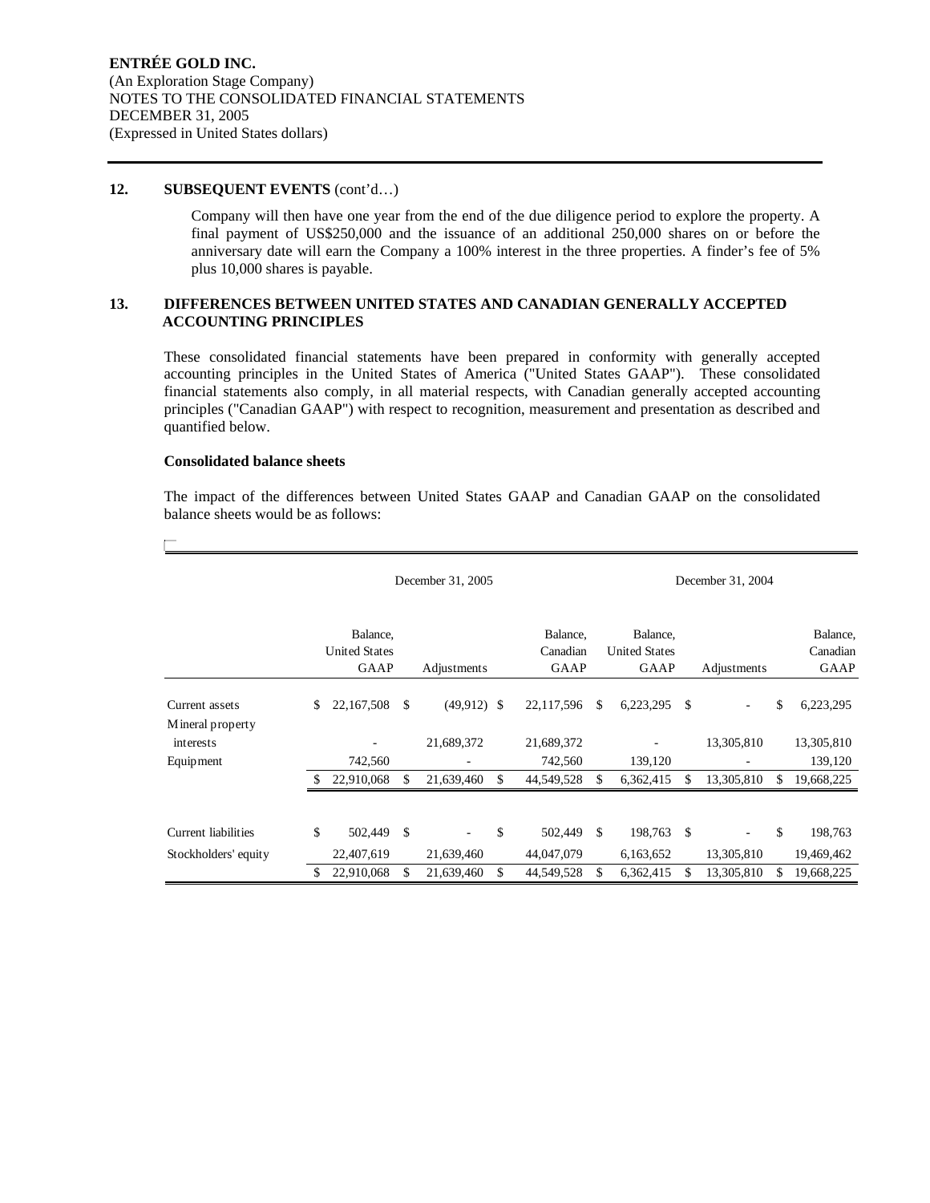**ENTRÉE GOLD INC.**
(An Exploration Stage Company)
NOTES TO THE CONSOLIDATED FINANCIAL STATEMENTS
DECEMBER 31, 2005
(Expressed in United States dollars)

## 12. SUBSEQUENT EVENTS (cont'd…)

Company will then have one year from the end of the due diligence period to explore the property. A final payment of US$250,000 and the issuance of an additional 250,000 shares on or before the anniversary date will earn the Company a 100% interest in the three properties. A finder's fee of 5% plus 10,000 shares is payable.

## 13. DIFFERENCES BETWEEN UNITED STATES AND CANADIAN GENERALLY ACCEPTED ACCOUNTING PRINCIPLES

These consolidated financial statements have been prepared in conformity with generally accepted accounting principles in the United States of America ("United States GAAP"). These consolidated financial statements also comply, in all material respects, with Canadian generally accepted accounting principles ("Canadian GAAP") with respect to recognition, measurement and presentation as described and quantified below.

**Consolidated balance sheets**

The impact of the differences between United States GAAP and Canadian GAAP on the consolidated balance sheets would be as follows:

| | December 31, 2005 | | | December 31, 2004 | | |
|---|---|---|---|---|---|---|
| | Balance, United States GAAP | Adjustments | Balance, Canadian GAAP | Balance, United States GAAP | Adjustments | Balance, Canadian GAAP |
| Current assets | $ 22,167,508 | $ (49,912) | $ 22,117,596 | $ 6,223,295 | $ - | $ 6,223,295 |
| Mineral property interests | - | 21,689,372 | 21,689,372 | - | 13,305,810 | 13,305,810 |
| Equipment | 742,560 | - | 742,560 | 139,120 | - | 139,120 |
| | $ 22,910,068 | $ 21,639,460 | $ 44,549,528 | $ 6,362,415 | $ 13,305,810 | $ 19,668,225 |
| Current liabilities | $ 502,449 | $ - | $ 502,449 | $ 198,763 | $ - | $ 198,763 |
| Stockholders' equity | 22,407,619 | 21,639,460 | 44,047,079 | 6,163,652 | 13,305,810 | 19,469,462 |
| | $ 22,910,068 | $ 21,639,460 | $ 44,549,528 | $ 6,362,415 | $ 13,305,810 | $ 19,668,225 |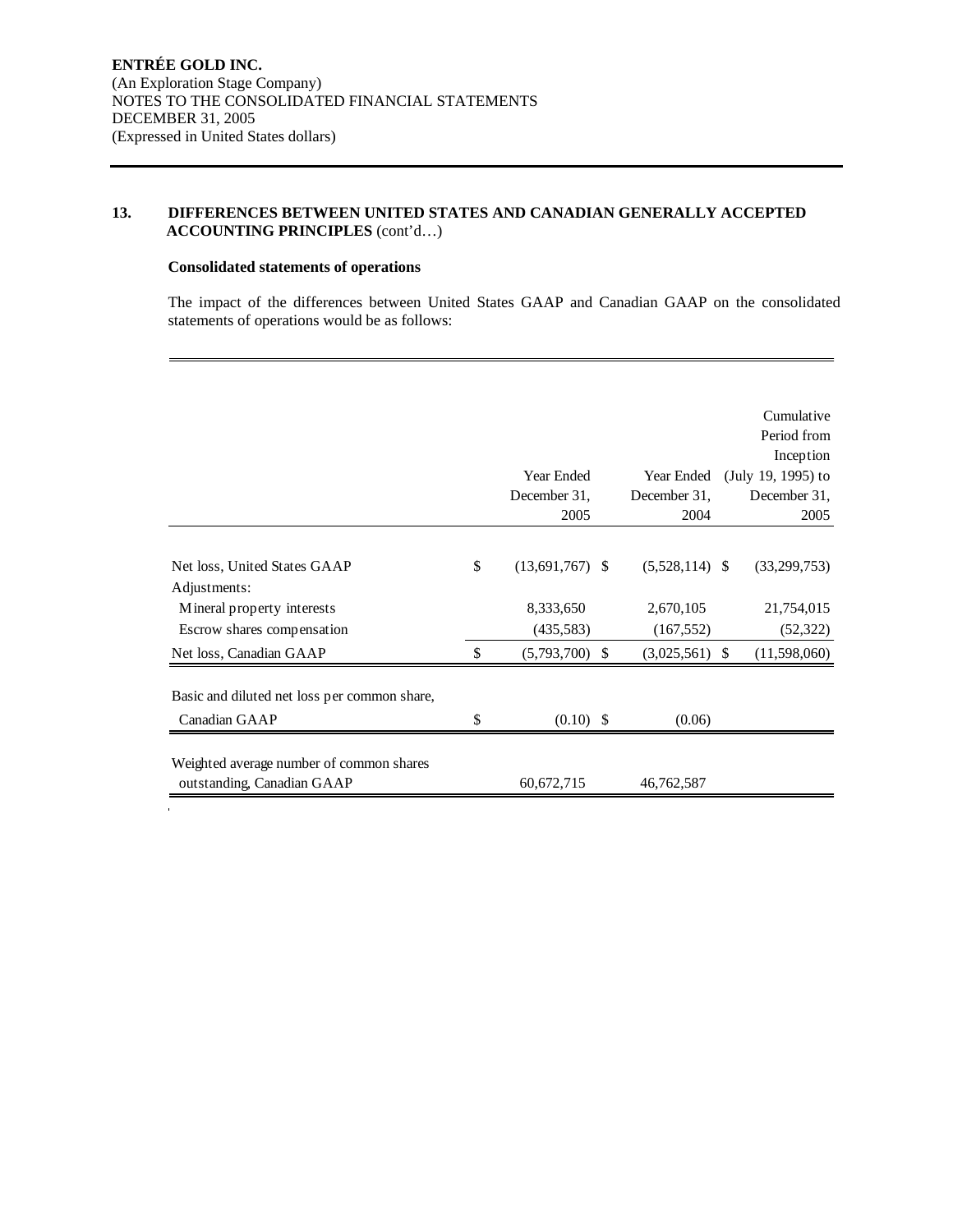**ENTRÉE GOLD INC.**
(An Exploration Stage Company)
NOTES TO THE CONSOLIDATED FINANCIAL STATEMENTS
DECEMBER 31, 2005
(Expressed in United States dollars)

## 13. DIFFERENCES BETWEEN UNITED STATES AND CANADIAN GENERALLY ACCEPTED ACCOUNTING PRINCIPLES (cont'd…)

**Consolidated statements of operations**

The impact of the differences between United States GAAP and Canadian GAAP on the consolidated statements of operations would be as follows:

| | Year Ended December 31, 2005 | Year Ended December 31, 2004 | Cumulative Period from Inception (July 19, 1995) to December 31, 2005 |
|---|---|---|---|
| Net loss, United States GAAP | $ (13,691,767) | $ (5,528,114) | $ (33,299,753) |
| Adjustments: | | | |
| Mineral property interests | 8,333,650 | 2,670,105 | 21,754,015 |
| Escrow shares compensation | (435,583) | (167,552) | (52,322) |
| Net loss, Canadian GAAP | $ (5,793,700) | $ (3,025,561) | $ (11,598,060) |
| Basic and diluted net loss per common share, Canadian GAAP | $ (0.10) | $ (0.06) | |
| Weighted average number of common shares outstanding, Canadian GAAP | 60,672,715 | 46,762,587 | |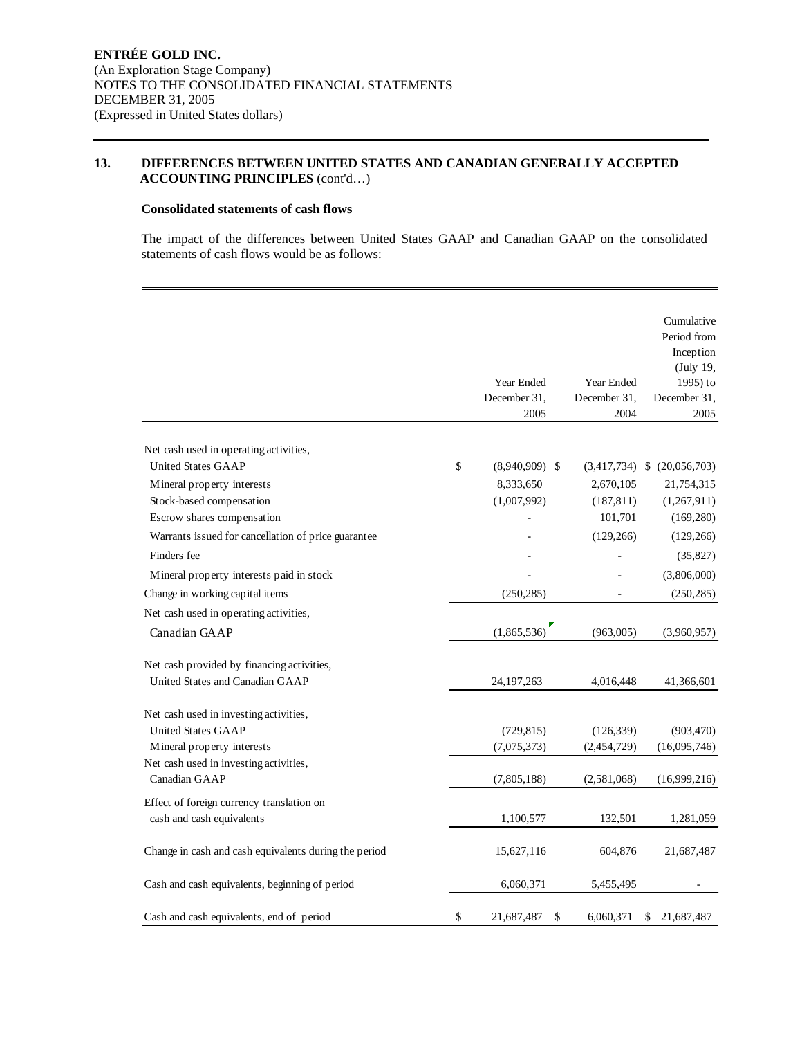**ENTRÉE GOLD INC.**
(An Exploration Stage Company)
NOTES TO THE CONSOLIDATED FINANCIAL STATEMENTS
DECEMBER 31, 2005
(Expressed in United States dollars)

## 13. DIFFERENCES BETWEEN UNITED STATES AND CANADIAN GENERALLY ACCEPTED ACCOUNTING PRINCIPLES (cont'd…)

### Consolidated statements of cash flows

The impact of the differences between United States GAAP and Canadian GAAP on the consolidated statements of cash flows would be as follows:

| | Year Ended December 31, 2005 | Year Ended December 31, 2004 | Cumulative Period from Inception (July 19, 1995) to December 31, 2005 |
|---|---|---|---|
| Net cash used in operating activities, | | | |
| United States GAAP | $ (8,940,909) | $ (3,417,734) | $ (20,056,703) |
| Mineral property interests | 8,333,650 | 2,670,105 | 21,754,315 |
| Stock-based compensation | (1,007,992) | (187,811) | (1,267,911) |
| Escrow shares compensation | - | 101,701 | (169,280) |
| Warrants issued for cancellation of price guarantee | - | (129,266) | (129,266) |
| Finders fee | - | - | (35,827) |
| Mineral property interests paid in stock | - | - | (3,806,000) |
| Change in working capital items | (250,285) | - | (250,285) |
| Net cash used in operating activities, Canadian GAAP | (1,865,536) | (963,005) | (3,960,957) |
| Net cash provided by financing activities, United States and Canadian GAAP | 24,197,263 | 4,016,448 | 41,366,601 |
| Net cash used in investing activities, | | | |
| United States GAAP | (729,815) | (126,339) | (903,470) |
| Mineral property interests | (7,075,373) | (2,454,729) | (16,095,746) |
| Net cash used in investing activities, Canadian GAAP | (7,805,188) | (2,581,068) | (16,999,216) |
| Effect of foreign currency translation on cash and cash equivalents | 1,100,577 | 132,501 | 1,281,059 |
| Change in cash and cash equivalents during the period | 15,627,116 | 604,876 | 21,687,487 |
| Cash and cash equivalents, beginning of period | 6,060,371 | 5,455,495 | - |
| Cash and cash equivalents, end of period | $ 21,687,487 | $ 6,060,371 | $ 21,687,487 |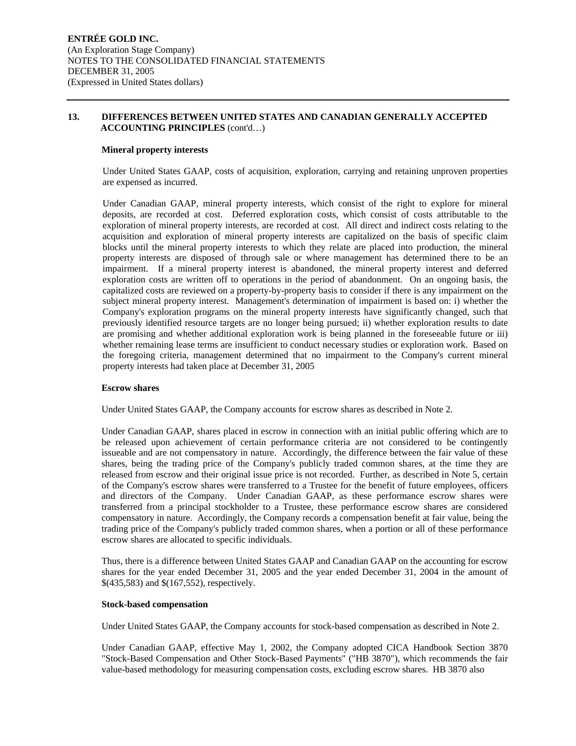## 13. DIFFERENCES BETWEEN UNITED STATES AND CANADIAN GENERALLY ACCEPTED ACCOUNTING PRINCIPLES (cont'd…)

**Mineral property interests**

Under United States GAAP, costs of acquisition, exploration, carrying and retaining unproven properties are expensed as incurred.

Under Canadian GAAP, mineral property interests, which consist of the right to explore for mineral deposits, are recorded at cost. Deferred exploration costs, which consist of costs attributable to the exploration of mineral property interests, are recorded at cost. All direct and indirect costs relating to the acquisition and exploration of mineral property interests are capitalized on the basis of specific claim blocks until the mineral property interests to which they relate are placed into production, the mineral property interests are disposed of through sale or where management has determined there to be an impairment. If a mineral property interest is abandoned, the mineral property interest and deferred exploration costs are written off to operations in the period of abandonment. On an ongoing basis, the capitalized costs are reviewed on a property-by-property basis to consider if there is any impairment on the subject mineral property interest. Management's determination of impairment is based on: i) whether the Company's exploration programs on the mineral property interests have significantly changed, such that previously identified resource targets are no longer being pursued; ii) whether exploration results to date are promising and whether additional exploration work is being planned in the foreseeable future or iii) whether remaining lease terms are insufficient to conduct necessary studies or exploration work. Based on the foregoing criteria, management determined that no impairment to the Company's current mineral property interests had taken place at December 31, 2005

**Escrow shares**

Under United States GAAP, the Company accounts for escrow shares as described in Note 2.

Under Canadian GAAP, shares placed in escrow in connection with an initial public offering which are to be released upon achievement of certain performance criteria are not considered to be contingently issueable and are not compensatory in nature. Accordingly, the difference between the fair value of these shares, being the trading price of the Company's publicly traded common shares, at the time they are released from escrow and their original issue price is not recorded. Further, as described in Note 5, certain of the Company's escrow shares were transferred to a Trustee for the benefit of future employees, officers and directors of the Company. Under Canadian GAAP, as these performance escrow shares were transferred from a principal stockholder to a Trustee, these performance escrow shares are considered compensatory in nature. Accordingly, the Company records a compensation benefit at fair value, being the trading price of the Company's publicly traded common shares, when a portion or all of these performance escrow shares are allocated to specific individuals.

Thus, there is a difference between United States GAAP and Canadian GAAP on the accounting for escrow shares for the year ended December 31, 2005 and the year ended December 31, 2004 in the amount of $(435,583) and $(167,552), respectively.

**Stock-based compensation**

Under United States GAAP, the Company accounts for stock-based compensation as described in Note 2.

Under Canadian GAAP, effective May 1, 2002, the Company adopted CICA Handbook Section 3870 "Stock-Based Compensation and Other Stock-Based Payments" ("HB 3870"), which recommends the fair value-based methodology for measuring compensation costs, excluding escrow shares. HB 3870 also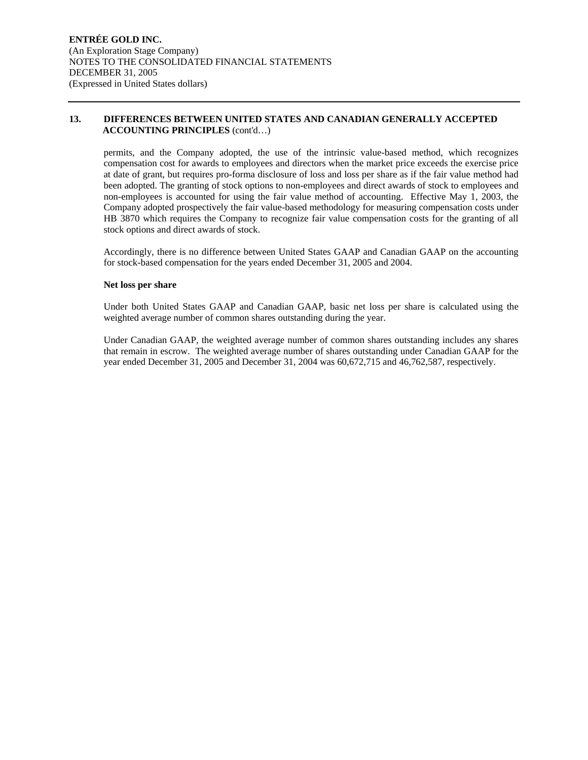## 13. DIFFERENCES BETWEEN UNITED STATES AND CANADIAN GENERALLY ACCEPTED ACCOUNTING PRINCIPLES (cont'd…)

permits, and the Company adopted, the use of the intrinsic value-based method, which recognizes compensation cost for awards to employees and directors when the market price exceeds the exercise price at date of grant, but requires pro-forma disclosure of loss and loss per share as if the fair value method had been adopted. The granting of stock options to non-employees and direct awards of stock to employees and non-employees is accounted for using the fair value method of accounting. Effective May 1, 2003, the Company adopted prospectively the fair value-based methodology for measuring compensation costs under HB 3870 which requires the Company to recognize fair value compensation costs for the granting of all stock options and direct awards of stock.

Accordingly, there is no difference between United States GAAP and Canadian GAAP on the accounting for stock-based compensation for the years ended December 31, 2005 and 2004.

**Net loss per share**

Under both United States GAAP and Canadian GAAP, basic net loss per share is calculated using the weighted average number of common shares outstanding during the year.

Under Canadian GAAP, the weighted average number of common shares outstanding includes any shares that remain in escrow. The weighted average number of shares outstanding under Canadian GAAP for the year ended December 31, 2005 and December 31, 2004 was 60,672,715 and 46,762,587, respectively.